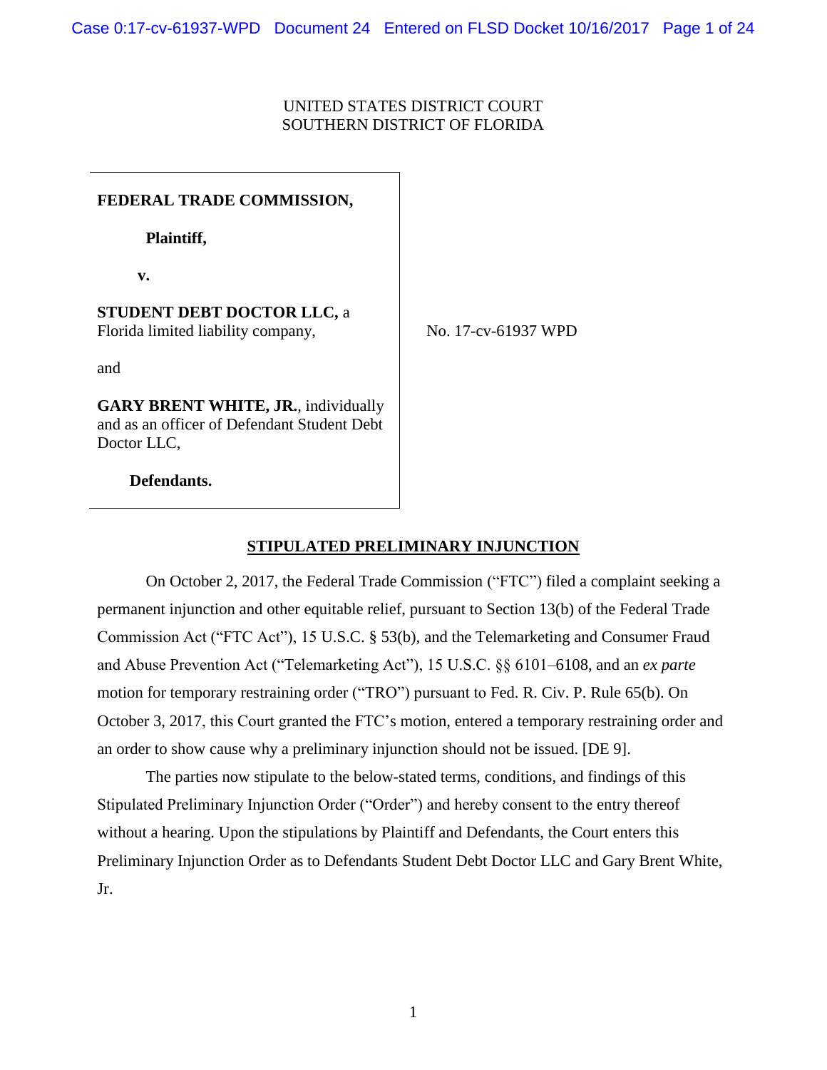UNITED STATES DISTRICT COURT
SOUTHERN DISTRICT OF FLORIDA

**FEDERAL TRADE COMMISSION,**

**Plaintiff,**

**v.**

**STUDENT DEBT DOCTOR LLC,** a Florida limited liability company,

and

**GARY BRENT WHITE, JR.**, individually and as an officer of Defendant Student Debt Doctor LLC,

**Defendants.**

No. 17-cv-61937 WPD

## STIPULATED PRELIMINARY INJUNCTION

On October 2, 2017, the Federal Trade Commission ("FTC") filed a complaint seeking a permanent injunction and other equitable relief, pursuant to Section 13(b) of the Federal Trade Commission Act ("FTC Act"), 15 U.S.C. § 53(b), and the Telemarketing and Consumer Fraud and Abuse Prevention Act ("Telemarketing Act"), 15 U.S.C. §§ 6101–6108, and an *ex parte* motion for temporary restraining order ("TRO") pursuant to Fed. R. Civ. P. Rule 65(b). On October 3, 2017, this Court granted the FTC's motion, entered a temporary restraining order and an order to show cause why a preliminary injunction should not be issued. [DE 9].

The parties now stipulate to the below-stated terms, conditions, and findings of this Stipulated Preliminary Injunction Order ("Order") and hereby consent to the entry thereof without a hearing. Upon the stipulations by Plaintiff and Defendants, the Court enters this Preliminary Injunction Order as to Defendants Student Debt Doctor LLC and Gary Brent White, Jr.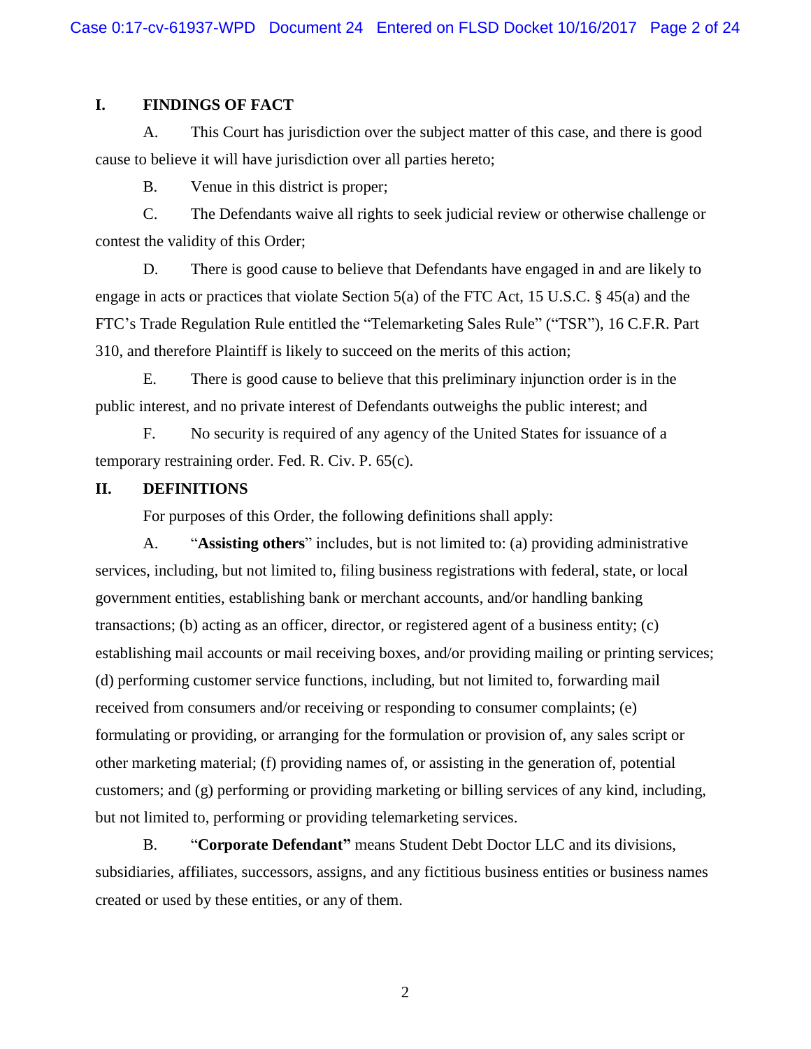## I. FINDINGS OF FACT

A. This Court has jurisdiction over the subject matter of this case, and there is good cause to believe it will have jurisdiction over all parties hereto;

B. Venue in this district is proper;

C. The Defendants waive all rights to seek judicial review or otherwise challenge or contest the validity of this Order;

D. There is good cause to believe that Defendants have engaged in and are likely to engage in acts or practices that violate Section 5(a) of the FTC Act, 15 U.S.C. § 45(a) and the FTC's Trade Regulation Rule entitled the "Telemarketing Sales Rule" ("TSR"), 16 C.F.R. Part 310, and therefore Plaintiff is likely to succeed on the merits of this action;

E. There is good cause to believe that this preliminary injunction order is in the public interest, and no private interest of Defendants outweighs the public interest; and

F. No security is required of any agency of the United States for issuance of a temporary restraining order. Fed. R. Civ. P. 65(c).

## II. DEFINITIONS

For purposes of this Order, the following definitions shall apply:

A. "**Assisting others**" includes, but is not limited to: (a) providing administrative services, including, but not limited to, filing business registrations with federal, state, or local government entities, establishing bank or merchant accounts, and/or handling banking transactions; (b) acting as an officer, director, or registered agent of a business entity; (c) establishing mail accounts or mail receiving boxes, and/or providing mailing or printing services; (d) performing customer service functions, including, but not limited to, forwarding mail received from consumers and/or receiving or responding to consumer complaints; (e) formulating or providing, or arranging for the formulation or provision of, any sales script or other marketing material; (f) providing names of, or assisting in the generation of, potential customers; and (g) performing or providing marketing or billing services of any kind, including, but not limited to, performing or providing telemarketing services.

B. "**Corporate Defendant**" means Student Debt Doctor LLC and its divisions, subsidiaries, affiliates, successors, assigns, and any fictitious business entities or business names created or used by these entities, or any of them.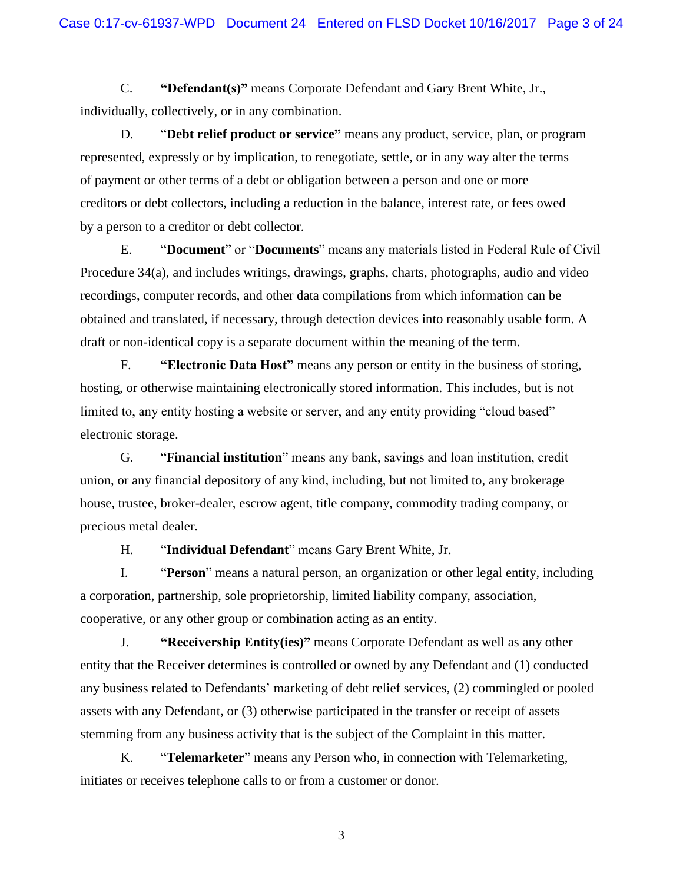C. **"Defendant(s)"** means Corporate Defendant and Gary Brent White, Jr., individually, collectively, or in any combination.

D. "**Debt relief product or service"** means any product, service, plan, or program represented, expressly or by implication, to renegotiate, settle, or in any way alter the terms of payment or other terms of a debt or obligation between a person and one or more creditors or debt collectors, including a reduction in the balance, interest rate, or fees owed by a person to a creditor or debt collector.

E. "**Document**" or "**Documents**" means any materials listed in Federal Rule of Civil Procedure 34(a), and includes writings, drawings, graphs, charts, photographs, audio and video recordings, computer records, and other data compilations from which information can be obtained and translated, if necessary, through detection devices into reasonably usable form. A draft or non-identical copy is a separate document within the meaning of the term.

F. **"Electronic Data Host"** means any person or entity in the business of storing, hosting, or otherwise maintaining electronically stored information. This includes, but is not limited to, any entity hosting a website or server, and any entity providing "cloud based" electronic storage.

G. "**Financial institution**" means any bank, savings and loan institution, credit union, or any financial depository of any kind, including, but not limited to, any brokerage house, trustee, broker-dealer, escrow agent, title company, commodity trading company, or precious metal dealer.

H. "**Individual Defendant**" means Gary Brent White, Jr.

I. "**Person**" means a natural person, an organization or other legal entity, including a corporation, partnership, sole proprietorship, limited liability company, association, cooperative, or any other group or combination acting as an entity.

J. **"Receivership Entity(ies)"** means Corporate Defendant as well as any other entity that the Receiver determines is controlled or owned by any Defendant and (1) conducted any business related to Defendants' marketing of debt relief services, (2) commingled or pooled assets with any Defendant, or (3) otherwise participated in the transfer or receipt of assets stemming from any business activity that is the subject of the Complaint in this matter.

K. "**Telemarketer**" means any Person who, in connection with Telemarketing, initiates or receives telephone calls to or from a customer or donor.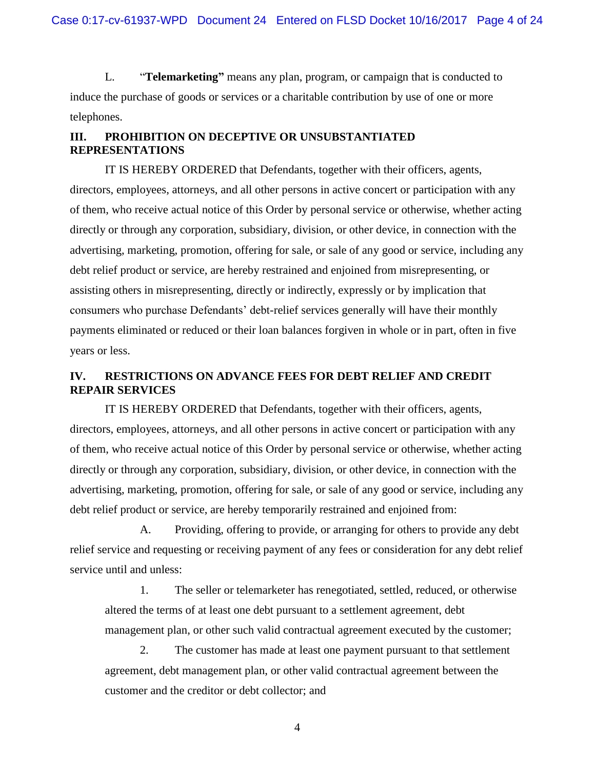L. "**Telemarketing"** means any plan, program, or campaign that is conducted to induce the purchase of goods or services or a charitable contribution by use of one or more telephones.

## III. PROHIBITION ON DECEPTIVE OR UNSUBSTANTIATED REPRESENTATIONS

IT IS HEREBY ORDERED that Defendants, together with their officers, agents, directors, employees, attorneys, and all other persons in active concert or participation with any of them, who receive actual notice of this Order by personal service or otherwise, whether acting directly or through any corporation, subsidiary, division, or other device, in connection with the advertising, marketing, promotion, offering for sale, or sale of any good or service, including any debt relief product or service, are hereby restrained and enjoined from misrepresenting, or assisting others in misrepresenting, directly or indirectly, expressly or by implication that consumers who purchase Defendants' debt-relief services generally will have their monthly payments eliminated or reduced or their loan balances forgiven in whole or in part, often in five years or less.

## IV. RESTRICTIONS ON ADVANCE FEES FOR DEBT RELIEF AND CREDIT REPAIR SERVICES

IT IS HEREBY ORDERED that Defendants, together with their officers, agents, directors, employees, attorneys, and all other persons in active concert or participation with any of them, who receive actual notice of this Order by personal service or otherwise, whether acting directly or through any corporation, subsidiary, division, or other device, in connection with the advertising, marketing, promotion, offering for sale, or sale of any good or service, including any debt relief product or service, are hereby temporarily restrained and enjoined from:

A. Providing, offering to provide, or arranging for others to provide any debt relief service and requesting or receiving payment of any fees or consideration for any debt relief service until and unless:

1. The seller or telemarketer has renegotiated, settled, reduced, or otherwise altered the terms of at least one debt pursuant to a settlement agreement, debt management plan, or other such valid contractual agreement executed by the customer;

2. The customer has made at least one payment pursuant to that settlement agreement, debt management plan, or other valid contractual agreement between the customer and the creditor or debt collector; and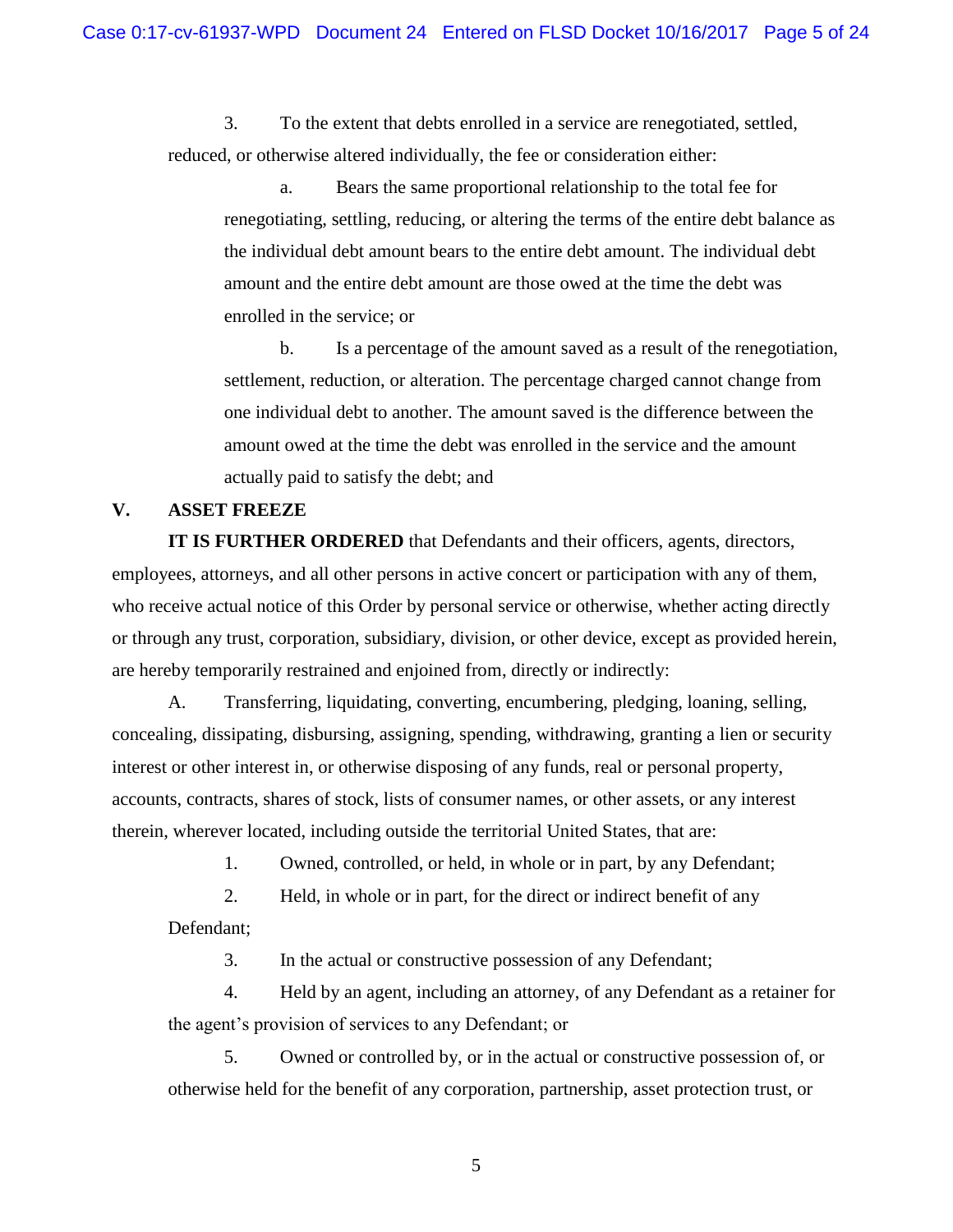3. To the extent that debts enrolled in a service are renegotiated, settled, reduced, or otherwise altered individually, the fee or consideration either:

a. Bears the same proportional relationship to the total fee for renegotiating, settling, reducing, or altering the terms of the entire debt balance as the individual debt amount bears to the entire debt amount. The individual debt amount and the entire debt amount are those owed at the time the debt was enrolled in the service; or

b. Is a percentage of the amount saved as a result of the renegotiation, settlement, reduction, or alteration. The percentage charged cannot change from one individual debt to another. The amount saved is the difference between the amount owed at the time the debt was enrolled in the service and the amount actually paid to satisfy the debt; and

## V. ASSET FREEZE

**IT IS FURTHER ORDERED** that Defendants and their officers, agents, directors, employees, attorneys, and all other persons in active concert or participation with any of them, who receive actual notice of this Order by personal service or otherwise, whether acting directly or through any trust, corporation, subsidiary, division, or other device, except as provided herein, are hereby temporarily restrained and enjoined from, directly or indirectly:

A. Transferring, liquidating, converting, encumbering, pledging, loaning, selling, concealing, dissipating, disbursing, assigning, spending, withdrawing, granting a lien or security interest or other interest in, or otherwise disposing of any funds, real or personal property, accounts, contracts, shares of stock, lists of consumer names, or other assets, or any interest therein, wherever located, including outside the territorial United States, that are:

1. Owned, controlled, or held, in whole or in part, by any Defendant;

2. Held, in whole or in part, for the direct or indirect benefit of any Defendant;

3. In the actual or constructive possession of any Defendant;

4. Held by an agent, including an attorney, of any Defendant as a retainer for the agent's provision of services to any Defendant; or

5. Owned or controlled by, or in the actual or constructive possession of, or otherwise held for the benefit of any corporation, partnership, asset protection trust, or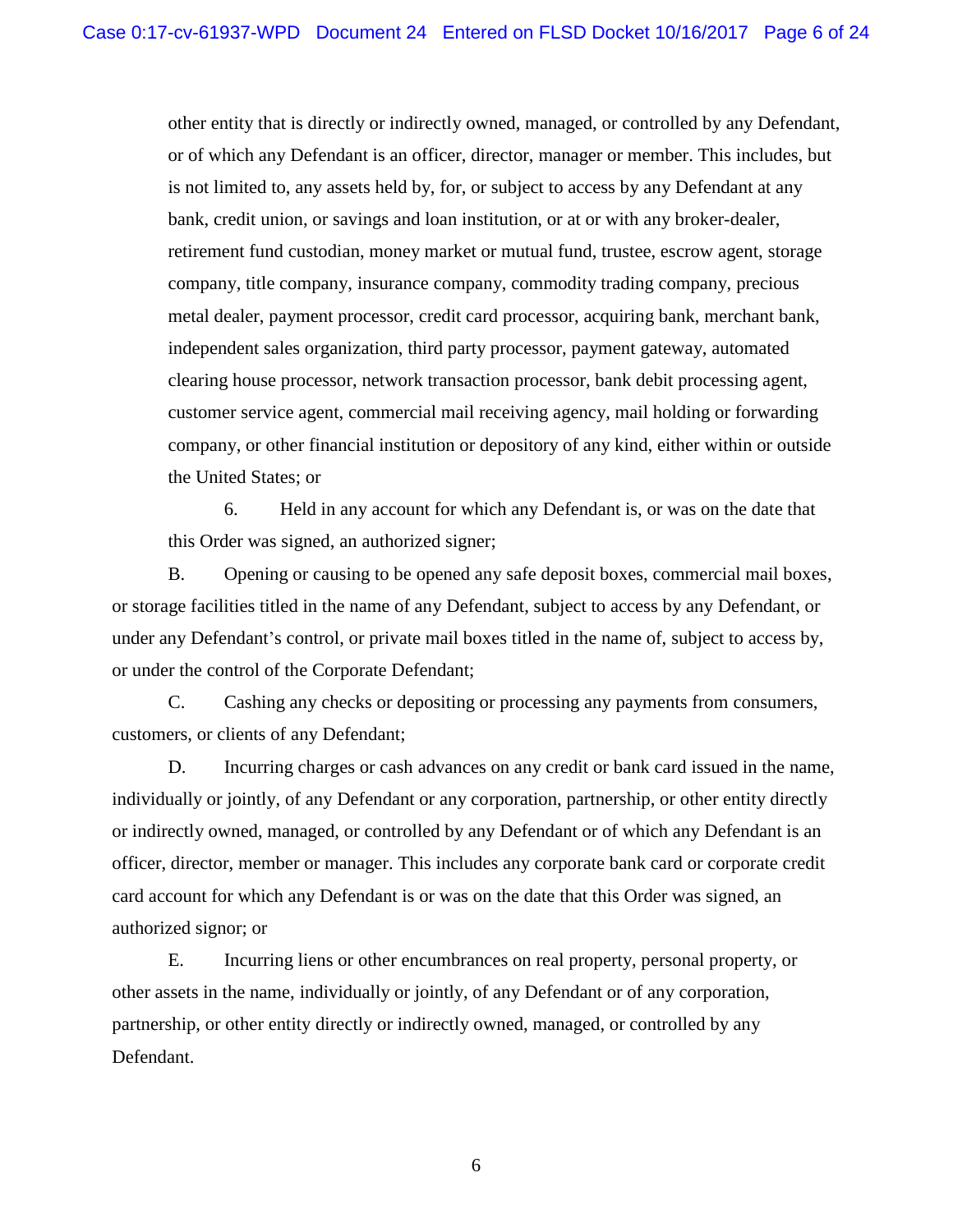other entity that is directly or indirectly owned, managed, or controlled by any Defendant, or of which any Defendant is an officer, director, manager or member. This includes, but is not limited to, any assets held by, for, or subject to access by any Defendant at any bank, credit union, or savings and loan institution, or at or with any broker-dealer, retirement fund custodian, money market or mutual fund, trustee, escrow agent, storage company, title company, insurance company, commodity trading company, precious metal dealer, payment processor, credit card processor, acquiring bank, merchant bank, independent sales organization, third party processor, payment gateway, automated clearing house processor, network transaction processor, bank debit processing agent, customer service agent, commercial mail receiving agency, mail holding or forwarding company, or other financial institution or depository of any kind, either within or outside the United States; or

6. Held in any account for which any Defendant is, or was on the date that this Order was signed, an authorized signer;

B. Opening or causing to be opened any safe deposit boxes, commercial mail boxes, or storage facilities titled in the name of any Defendant, subject to access by any Defendant, or under any Defendant's control, or private mail boxes titled in the name of, subject to access by, or under the control of the Corporate Defendant;

C. Cashing any checks or depositing or processing any payments from consumers, customers, or clients of any Defendant;

D. Incurring charges or cash advances on any credit or bank card issued in the name, individually or jointly, of any Defendant or any corporation, partnership, or other entity directly or indirectly owned, managed, or controlled by any Defendant or of which any Defendant is an officer, director, member or manager. This includes any corporate bank card or corporate credit card account for which any Defendant is or was on the date that this Order was signed, an authorized signor; or

E. Incurring liens or other encumbrances on real property, personal property, or other assets in the name, individually or jointly, of any Defendant or of any corporation, partnership, or other entity directly or indirectly owned, managed, or controlled by any Defendant.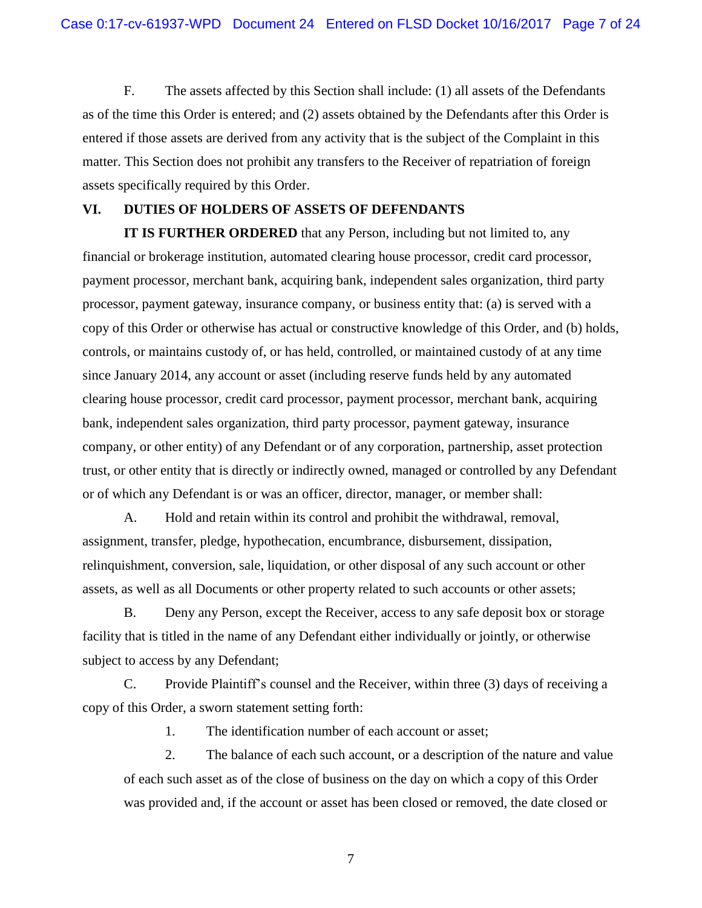F. The assets affected by this Section shall include: (1) all assets of the Defendants as of the time this Order is entered; and (2) assets obtained by the Defendants after this Order is entered if those assets are derived from any activity that is the subject of the Complaint in this matter. This Section does not prohibit any transfers to the Receiver of repatriation of foreign assets specifically required by this Order.

## VI. DUTIES OF HOLDERS OF ASSETS OF DEFENDANTS

**IT IS FURTHER ORDERED** that any Person, including but not limited to, any financial or brokerage institution, automated clearing house processor, credit card processor, payment processor, merchant bank, acquiring bank, independent sales organization, third party processor, payment gateway, insurance company, or business entity that: (a) is served with a copy of this Order or otherwise has actual or constructive knowledge of this Order, and (b) holds, controls, or maintains custody of, or has held, controlled, or maintained custody of at any time since January 2014, any account or asset (including reserve funds held by any automated clearing house processor, credit card processor, payment processor, merchant bank, acquiring bank, independent sales organization, third party processor, payment gateway, insurance company, or other entity) of any Defendant or of any corporation, partnership, asset protection trust, or other entity that is directly or indirectly owned, managed or controlled by any Defendant or of which any Defendant is or was an officer, director, manager, or member shall:

A. Hold and retain within its control and prohibit the withdrawal, removal, assignment, transfer, pledge, hypothecation, encumbrance, disbursement, dissipation, relinquishment, conversion, sale, liquidation, or other disposal of any such account or other assets, as well as all Documents or other property related to such accounts or other assets;

B. Deny any Person, except the Receiver, access to any safe deposit box or storage facility that is titled in the name of any Defendant either individually or jointly, or otherwise subject to access by any Defendant;

C. Provide Plaintiff's counsel and the Receiver, within three (3) days of receiving a copy of this Order, a sworn statement setting forth:

1. The identification number of each account or asset;

2. The balance of each such account, or a description of the nature and value of each such asset as of the close of business on the day on which a copy of this Order was provided and, if the account or asset has been closed or removed, the date closed or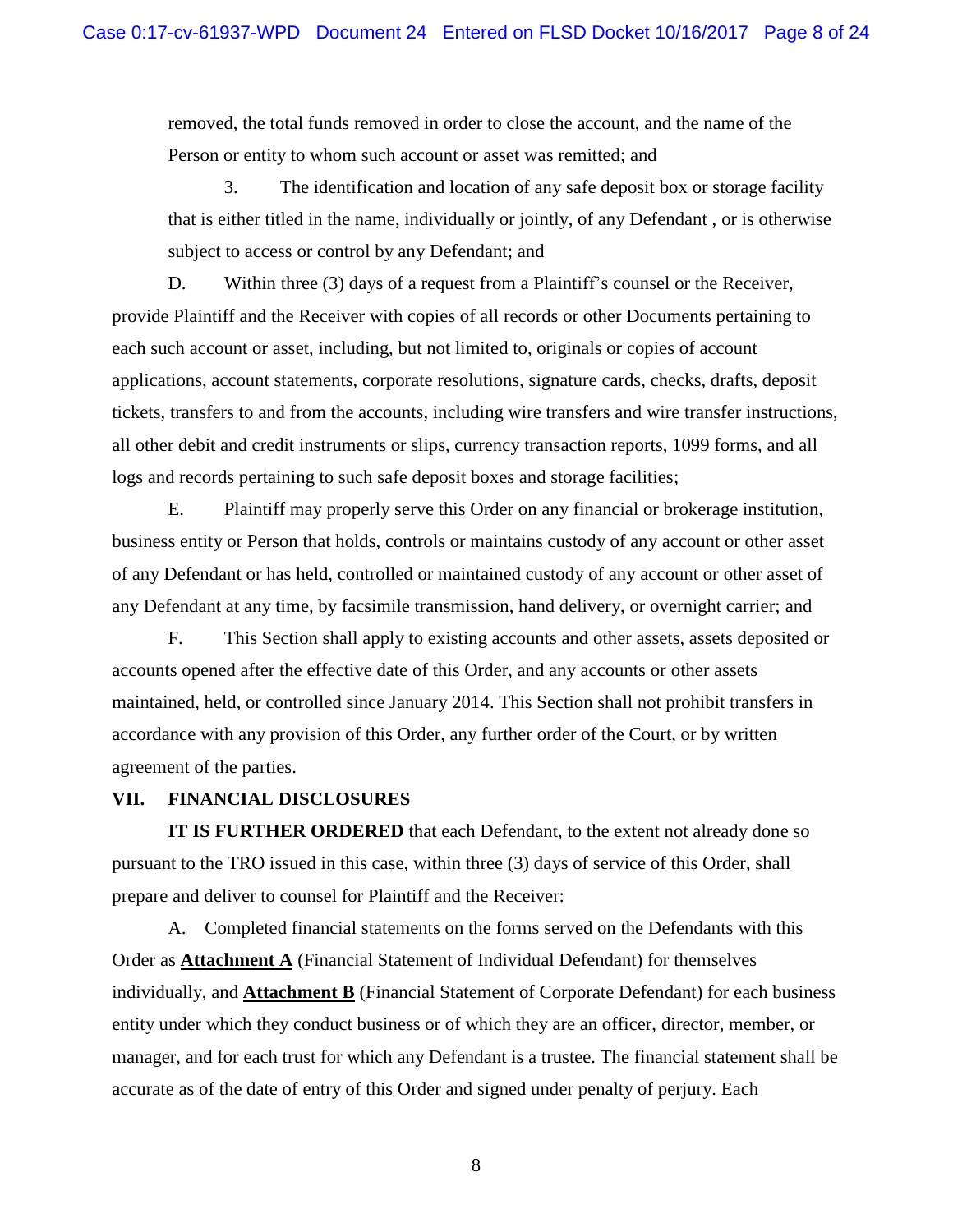removed, the total funds removed in order to close the account, and the name of the Person or entity to whom such account or asset was remitted; and

3. The identification and location of any safe deposit box or storage facility that is either titled in the name, individually or jointly, of any Defendant , or is otherwise subject to access or control by any Defendant; and

D. Within three (3) days of a request from a Plaintiff's counsel or the Receiver, provide Plaintiff and the Receiver with copies of all records or other Documents pertaining to each such account or asset, including, but not limited to, originals or copies of account applications, account statements, corporate resolutions, signature cards, checks, drafts, deposit tickets, transfers to and from the accounts, including wire transfers and wire transfer instructions, all other debit and credit instruments or slips, currency transaction reports, 1099 forms, and all logs and records pertaining to such safe deposit boxes and storage facilities;

E. Plaintiff may properly serve this Order on any financial or brokerage institution, business entity or Person that holds, controls or maintains custody of any account or other asset of any Defendant or has held, controlled or maintained custody of any account or other asset of any Defendant at any time, by facsimile transmission, hand delivery, or overnight carrier; and

F. This Section shall apply to existing accounts and other assets, assets deposited or accounts opened after the effective date of this Order, and any accounts or other assets maintained, held, or controlled since January 2014. This Section shall not prohibit transfers in accordance with any provision of this Order, any further order of the Court, or by written agreement of the parties.

## VII. FINANCIAL DISCLOSURES

**IT IS FURTHER ORDERED** that each Defendant, to the extent not already done so pursuant to the TRO issued in this case, within three (3) days of service of this Order, shall prepare and deliver to counsel for Plaintiff and the Receiver:

A. Completed financial statements on the forms served on the Defendants with this Order as **Attachment A** (Financial Statement of Individual Defendant) for themselves individually, and **Attachment B** (Financial Statement of Corporate Defendant) for each business entity under which they conduct business or of which they are an officer, director, member, or manager, and for each trust for which any Defendant is a trustee. The financial statement shall be accurate as of the date of entry of this Order and signed under penalty of perjury. Each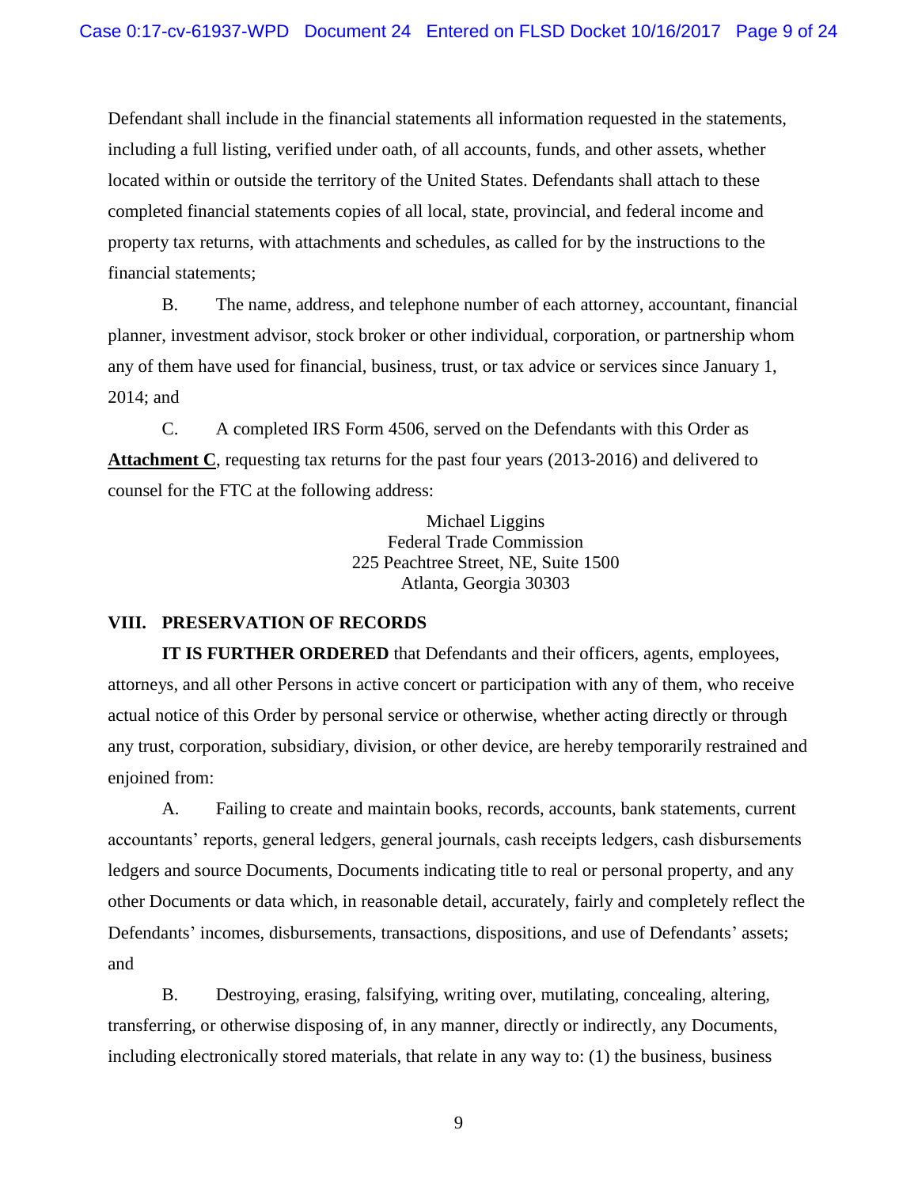Defendant shall include in the financial statements all information requested in the statements, including a full listing, verified under oath, of all accounts, funds, and other assets, whether located within or outside the territory of the United States. Defendants shall attach to these completed financial statements copies of all local, state, provincial, and federal income and property tax returns, with attachments and schedules, as called for by the instructions to the financial statements;

B. The name, address, and telephone number of each attorney, accountant, financial planner, investment advisor, stock broker or other individual, corporation, or partnership whom any of them have used for financial, business, trust, or tax advice or services since January 1, 2014; and

C. A completed IRS Form 4506, served on the Defendants with this Order as **Attachment C**, requesting tax returns for the past four years (2013-2016) and delivered to counsel for the FTC at the following address:

Michael Liggins
Federal Trade Commission
225 Peachtree Street, NE, Suite 1500
Atlanta, Georgia 30303

## VIII. PRESERVATION OF RECORDS

**IT IS FURTHER ORDERED** that Defendants and their officers, agents, employees, attorneys, and all other Persons in active concert or participation with any of them, who receive actual notice of this Order by personal service or otherwise, whether acting directly or through any trust, corporation, subsidiary, division, or other device, are hereby temporarily restrained and enjoined from:

A. Failing to create and maintain books, records, accounts, bank statements, current accountants' reports, general ledgers, general journals, cash receipts ledgers, cash disbursements ledgers and source Documents, Documents indicating title to real or personal property, and any other Documents or data which, in reasonable detail, accurately, fairly and completely reflect the Defendants' incomes, disbursements, transactions, dispositions, and use of Defendants' assets; and

B. Destroying, erasing, falsifying, writing over, mutilating, concealing, altering, transferring, or otherwise disposing of, in any manner, directly or indirectly, any Documents, including electronically stored materials, that relate in any way to: (1) the business, business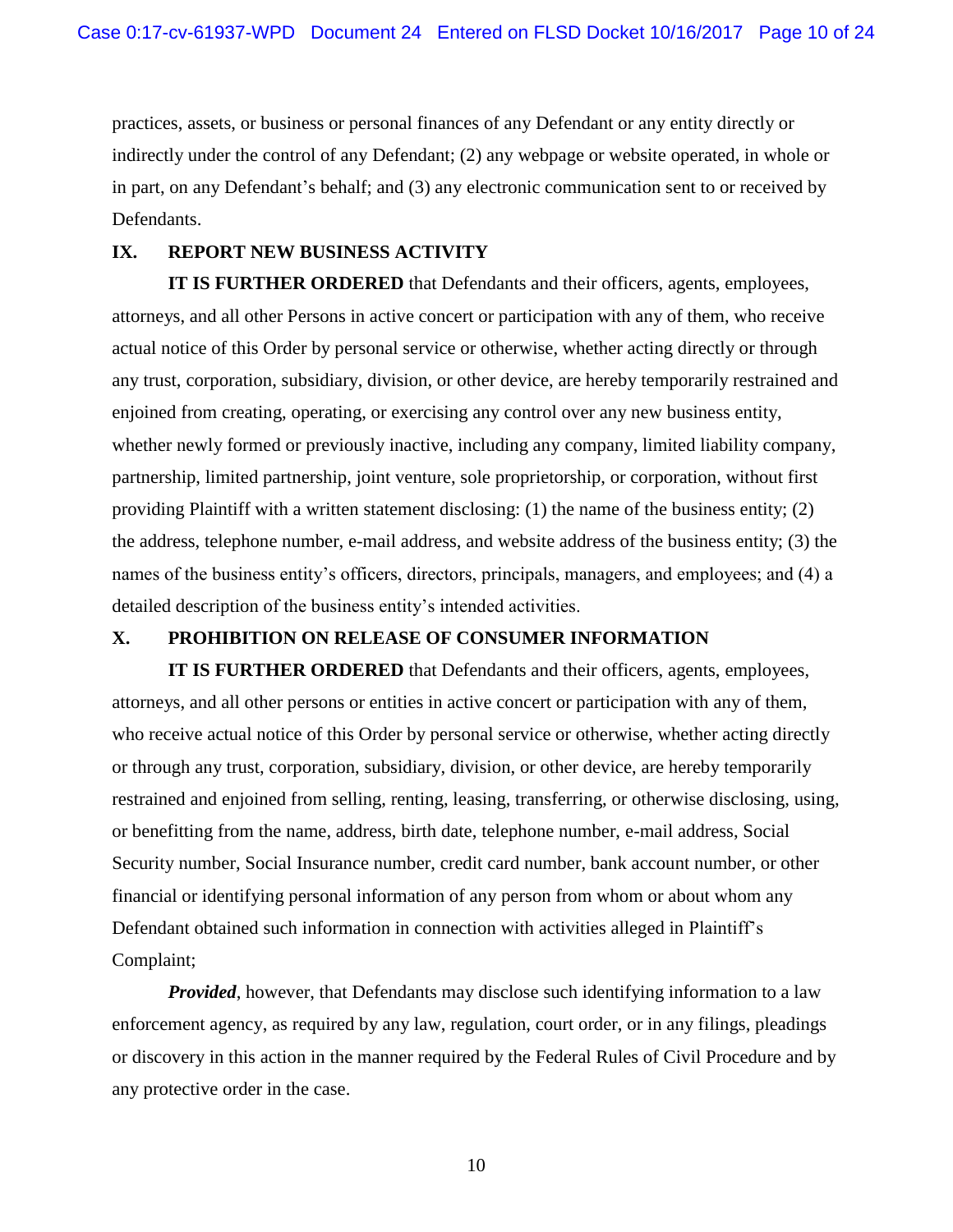practices, assets, or business or personal finances of any Defendant or any entity directly or indirectly under the control of any Defendant; (2) any webpage or website operated, in whole or in part, on any Defendant's behalf; and (3) any electronic communication sent to or received by Defendants.

## IX. REPORT NEW BUSINESS ACTIVITY

**IT IS FURTHER ORDERED** that Defendants and their officers, agents, employees, attorneys, and all other Persons in active concert or participation with any of them, who receive actual notice of this Order by personal service or otherwise, whether acting directly or through any trust, corporation, subsidiary, division, or other device, are hereby temporarily restrained and enjoined from creating, operating, or exercising any control over any new business entity, whether newly formed or previously inactive, including any company, limited liability company, partnership, limited partnership, joint venture, sole proprietorship, or corporation, without first providing Plaintiff with a written statement disclosing: (1) the name of the business entity; (2) the address, telephone number, e-mail address, and website address of the business entity; (3) the names of the business entity's officers, directors, principals, managers, and employees; and (4) a detailed description of the business entity's intended activities.

## X. PROHIBITION ON RELEASE OF CONSUMER INFORMATION

**IT IS FURTHER ORDERED** that Defendants and their officers, agents, employees, attorneys, and all other persons or entities in active concert or participation with any of them, who receive actual notice of this Order by personal service or otherwise, whether acting directly or through any trust, corporation, subsidiary, division, or other device, are hereby temporarily restrained and enjoined from selling, renting, leasing, transferring, or otherwise disclosing, using, or benefitting from the name, address, birth date, telephone number, e-mail address, Social Security number, Social Insurance number, credit card number, bank account number, or other financial or identifying personal information of any person from whom or about whom any Defendant obtained such information in connection with activities alleged in Plaintiff's Complaint;

***Provided***, however, that Defendants may disclose such identifying information to a law enforcement agency, as required by any law, regulation, court order, or in any filings, pleadings or discovery in this action in the manner required by the Federal Rules of Civil Procedure and by any protective order in the case.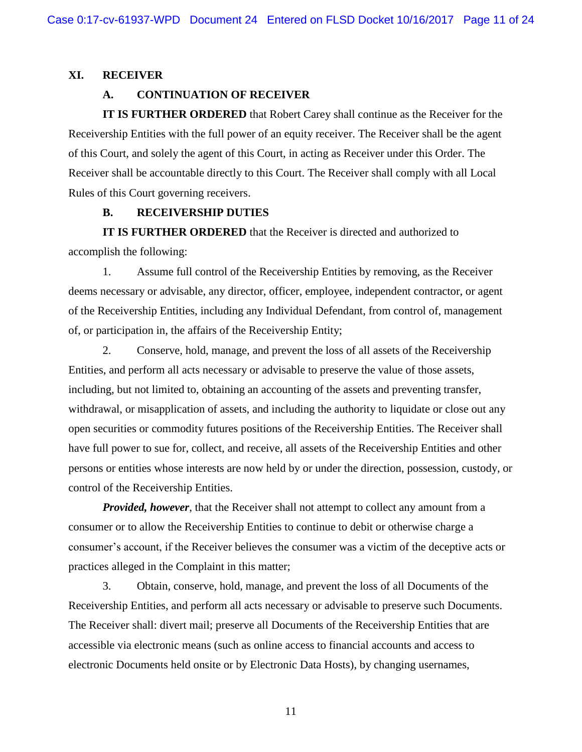## XI. RECEIVER

### A. CONTINUATION OF RECEIVER

**IT IS FURTHER ORDERED** that Robert Carey shall continue as the Receiver for the Receivership Entities with the full power of an equity receiver. The Receiver shall be the agent of this Court, and solely the agent of this Court, in acting as Receiver under this Order. The Receiver shall be accountable directly to this Court. The Receiver shall comply with all Local Rules of this Court governing receivers.

### B. RECEIVERSHIP DUTIES

**IT IS FURTHER ORDERED** that the Receiver is directed and authorized to accomplish the following:

1. Assume full control of the Receivership Entities by removing, as the Receiver deems necessary or advisable, any director, officer, employee, independent contractor, or agent of the Receivership Entities, including any Individual Defendant, from control of, management of, or participation in, the affairs of the Receivership Entity;

2. Conserve, hold, manage, and prevent the loss of all assets of the Receivership Entities, and perform all acts necessary or advisable to preserve the value of those assets, including, but not limited to, obtaining an accounting of the assets and preventing transfer, withdrawal, or misapplication of assets, and including the authority to liquidate or close out any open securities or commodity futures positions of the Receivership Entities. The Receiver shall have full power to sue for, collect, and receive, all assets of the Receivership Entities and other persons or entities whose interests are now held by or under the direction, possession, custody, or control of the Receivership Entities.

***Provided, however***, that the Receiver shall not attempt to collect any amount from a consumer or to allow the Receivership Entities to continue to debit or otherwise charge a consumer's account, if the Receiver believes the consumer was a victim of the deceptive acts or practices alleged in the Complaint in this matter;

3. Obtain, conserve, hold, manage, and prevent the loss of all Documents of the Receivership Entities, and perform all acts necessary or advisable to preserve such Documents. The Receiver shall: divert mail; preserve all Documents of the Receivership Entities that are accessible via electronic means (such as online access to financial accounts and access to electronic Documents held onsite or by Electronic Data Hosts), by changing usernames,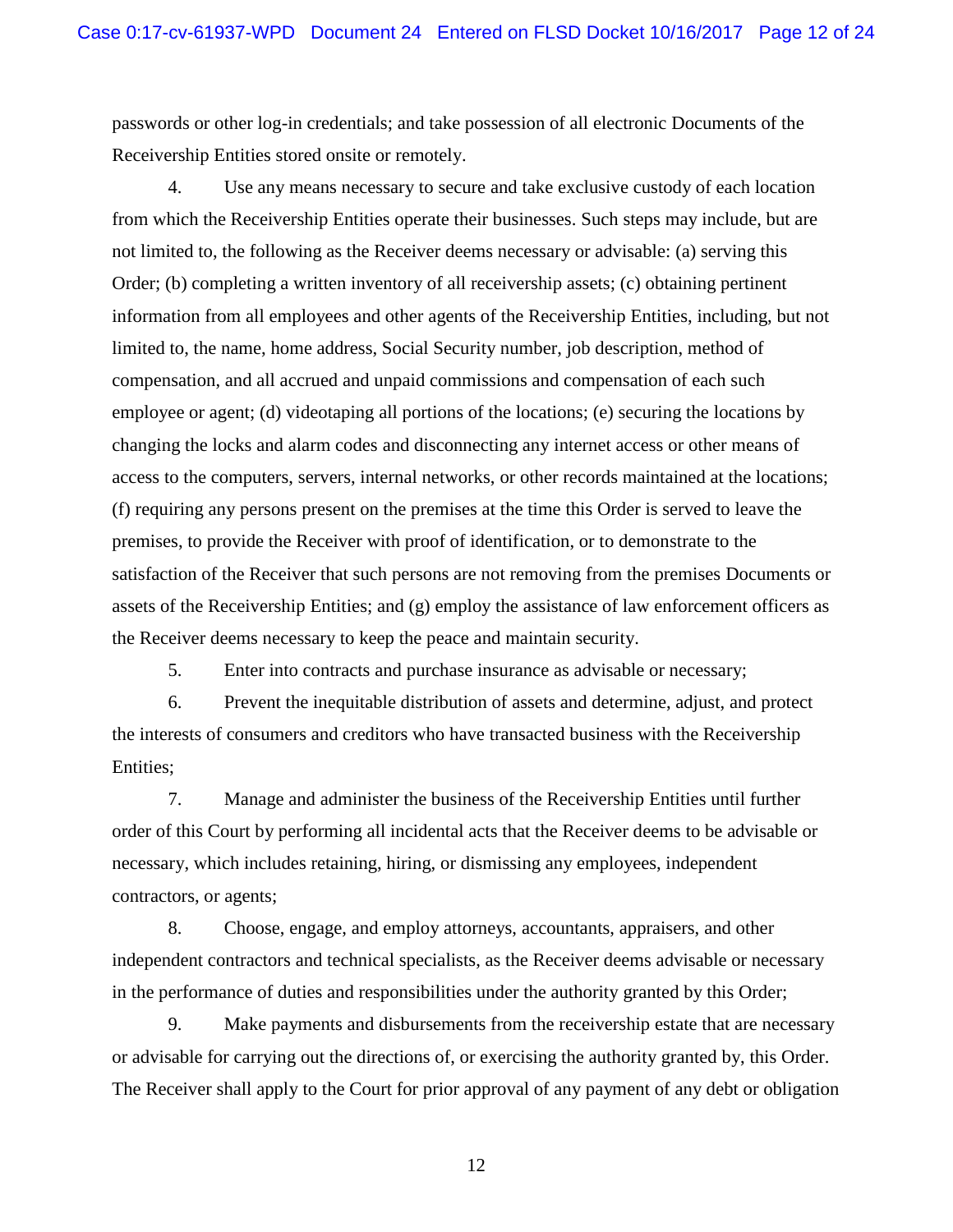passwords or other log-in credentials; and take possession of all electronic Documents of the Receivership Entities stored onsite or remotely.

4. Use any means necessary to secure and take exclusive custody of each location from which the Receivership Entities operate their businesses. Such steps may include, but are not limited to, the following as the Receiver deems necessary or advisable: (a) serving this Order; (b) completing a written inventory of all receivership assets; (c) obtaining pertinent information from all employees and other agents of the Receivership Entities, including, but not limited to, the name, home address, Social Security number, job description, method of compensation, and all accrued and unpaid commissions and compensation of each such employee or agent; (d) videotaping all portions of the locations; (e) securing the locations by changing the locks and alarm codes and disconnecting any internet access or other means of access to the computers, servers, internal networks, or other records maintained at the locations; (f) requiring any persons present on the premises at the time this Order is served to leave the premises, to provide the Receiver with proof of identification, or to demonstrate to the satisfaction of the Receiver that such persons are not removing from the premises Documents or assets of the Receivership Entities; and (g) employ the assistance of law enforcement officers as the Receiver deems necessary to keep the peace and maintain security.

5. Enter into contracts and purchase insurance as advisable or necessary;

6. Prevent the inequitable distribution of assets and determine, adjust, and protect the interests of consumers and creditors who have transacted business with the Receivership Entities;

7. Manage and administer the business of the Receivership Entities until further order of this Court by performing all incidental acts that the Receiver deems to be advisable or necessary, which includes retaining, hiring, or dismissing any employees, independent contractors, or agents;

8. Choose, engage, and employ attorneys, accountants, appraisers, and other independent contractors and technical specialists, as the Receiver deems advisable or necessary in the performance of duties and responsibilities under the authority granted by this Order;

9. Make payments and disbursements from the receivership estate that are necessary or advisable for carrying out the directions of, or exercising the authority granted by, this Order. The Receiver shall apply to the Court for prior approval of any payment of any debt or obligation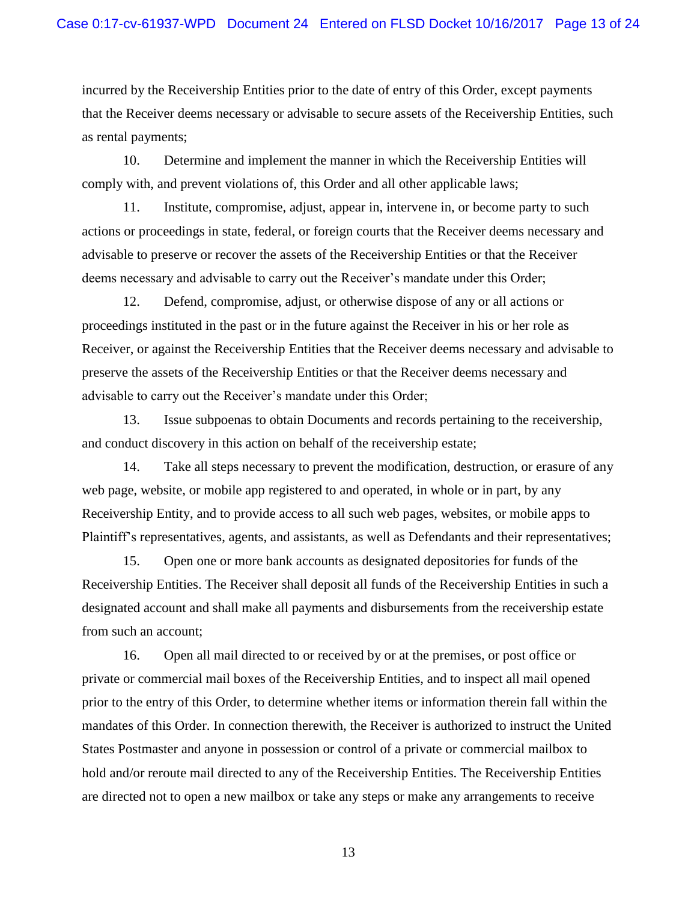incurred by the Receivership Entities prior to the date of entry of this Order, except payments that the Receiver deems necessary or advisable to secure assets of the Receivership Entities, such as rental payments;

10. Determine and implement the manner in which the Receivership Entities will comply with, and prevent violations of, this Order and all other applicable laws;

11. Institute, compromise, adjust, appear in, intervene in, or become party to such actions or proceedings in state, federal, or foreign courts that the Receiver deems necessary and advisable to preserve or recover the assets of the Receivership Entities or that the Receiver deems necessary and advisable to carry out the Receiver's mandate under this Order;

12. Defend, compromise, adjust, or otherwise dispose of any or all actions or proceedings instituted in the past or in the future against the Receiver in his or her role as Receiver, or against the Receivership Entities that the Receiver deems necessary and advisable to preserve the assets of the Receivership Entities or that the Receiver deems necessary and advisable to carry out the Receiver's mandate under this Order;

13. Issue subpoenas to obtain Documents and records pertaining to the receivership, and conduct discovery in this action on behalf of the receivership estate;

14. Take all steps necessary to prevent the modification, destruction, or erasure of any web page, website, or mobile app registered to and operated, in whole or in part, by any Receivership Entity, and to provide access to all such web pages, websites, or mobile apps to Plaintiff's representatives, agents, and assistants, as well as Defendants and their representatives;

15. Open one or more bank accounts as designated depositories for funds of the Receivership Entities. The Receiver shall deposit all funds of the Receivership Entities in such a designated account and shall make all payments and disbursements from the receivership estate from such an account;

16. Open all mail directed to or received by or at the premises, or post office or private or commercial mail boxes of the Receivership Entities, and to inspect all mail opened prior to the entry of this Order, to determine whether items or information therein fall within the mandates of this Order. In connection therewith, the Receiver is authorized to instruct the United States Postmaster and anyone in possession or control of a private or commercial mailbox to hold and/or reroute mail directed to any of the Receivership Entities. The Receivership Entities are directed not to open a new mailbox or take any steps or make any arrangements to receive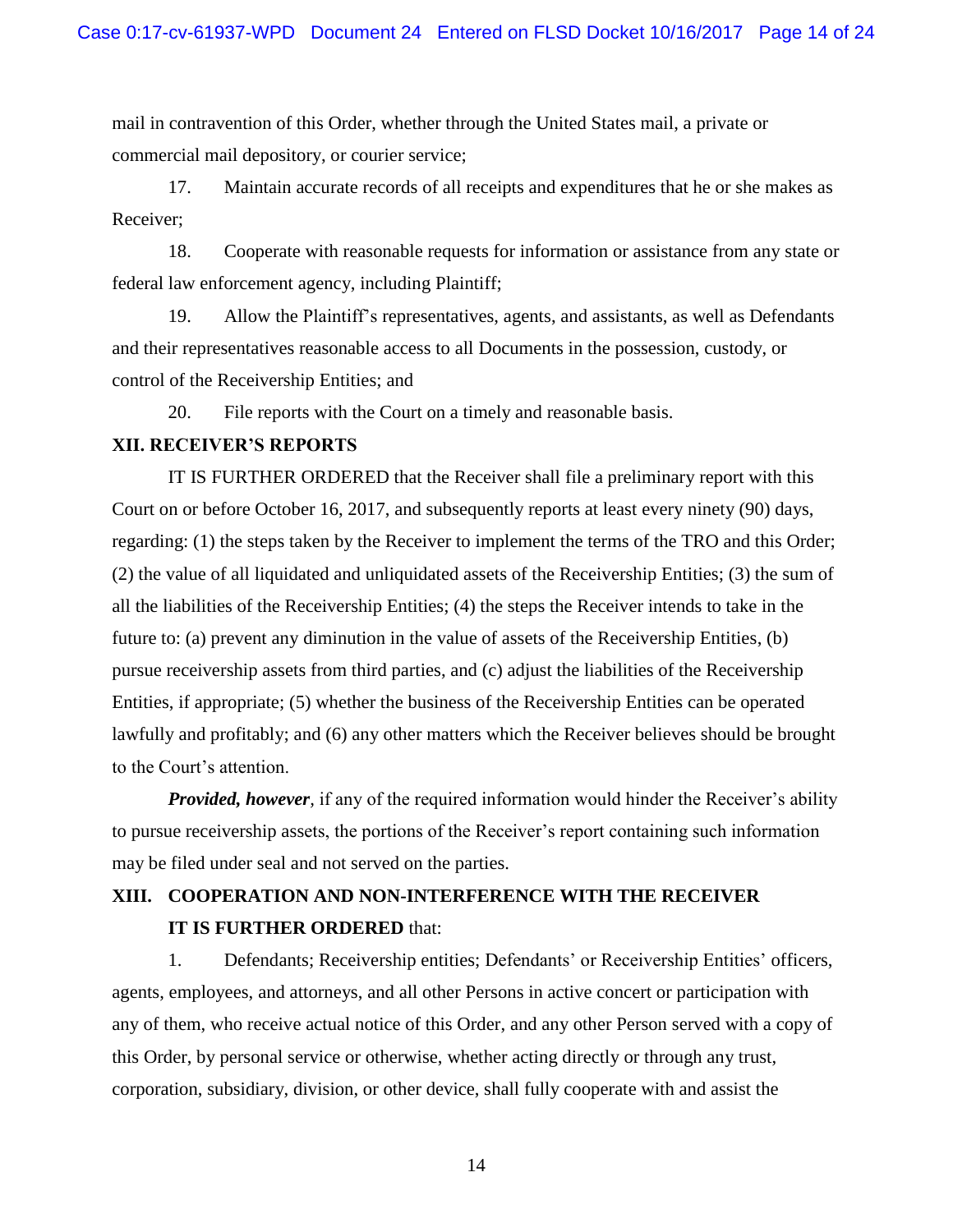mail in contravention of this Order, whether through the United States mail, a private or commercial mail depository, or courier service;

17. Maintain accurate records of all receipts and expenditures that he or she makes as Receiver;

18. Cooperate with reasonable requests for information or assistance from any state or federal law enforcement agency, including Plaintiff;

19. Allow the Plaintiff's representatives, agents, and assistants, as well as Defendants and their representatives reasonable access to all Documents in the possession, custody, or control of the Receivership Entities; and

20. File reports with the Court on a timely and reasonable basis.

## XII. RECEIVER'S REPORTS

IT IS FURTHER ORDERED that the Receiver shall file a preliminary report with this Court on or before October 16, 2017, and subsequently reports at least every ninety (90) days, regarding: (1) the steps taken by the Receiver to implement the terms of the TRO and this Order; (2) the value of all liquidated and unliquidated assets of the Receivership Entities; (3) the sum of all the liabilities of the Receivership Entities; (4) the steps the Receiver intends to take in the future to: (a) prevent any diminution in the value of assets of the Receivership Entities, (b) pursue receivership assets from third parties, and (c) adjust the liabilities of the Receivership Entities, if appropriate; (5) whether the business of the Receivership Entities can be operated lawfully and profitably; and (6) any other matters which the Receiver believes should be brought to the Court's attention.

***Provided, however***, if any of the required information would hinder the Receiver's ability to pursue receivership assets, the portions of the Receiver's report containing such information may be filed under seal and not served on the parties.

## XIII. COOPERATION AND NON-INTERFERENCE WITH THE RECEIVER

**IT IS FURTHER ORDERED** that:

1. Defendants; Receivership entities; Defendants' or Receivership Entities' officers, agents, employees, and attorneys, and all other Persons in active concert or participation with any of them, who receive actual notice of this Order, and any other Person served with a copy of this Order, by personal service or otherwise, whether acting directly or through any trust, corporation, subsidiary, division, or other device, shall fully cooperate with and assist the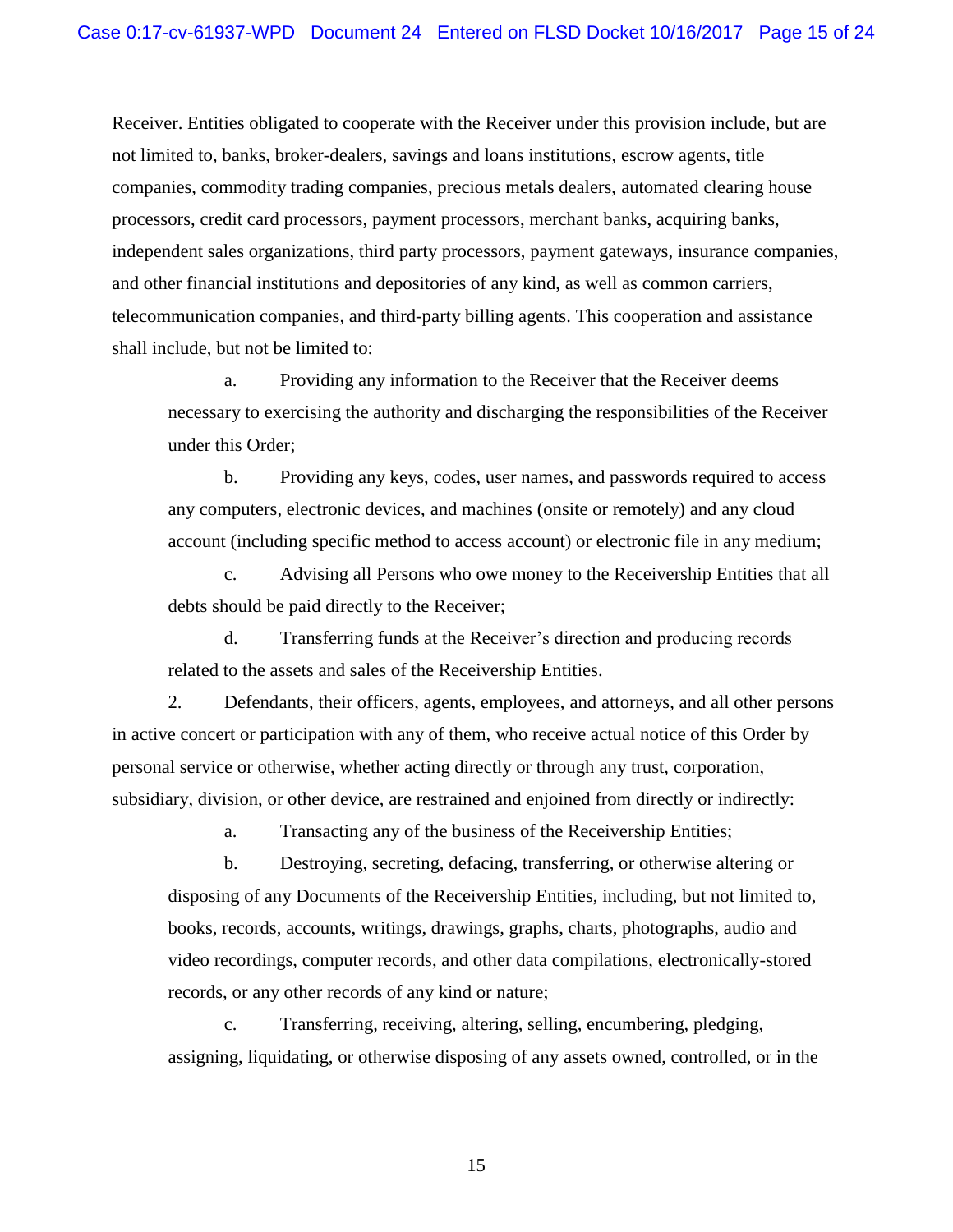Receiver. Entities obligated to cooperate with the Receiver under this provision include, but are not limited to, banks, broker-dealers, savings and loans institutions, escrow agents, title companies, commodity trading companies, precious metals dealers, automated clearing house processors, credit card processors, payment processors, merchant banks, acquiring banks, independent sales organizations, third party processors, payment gateways, insurance companies, and other financial institutions and depositories of any kind, as well as common carriers, telecommunication companies, and third-party billing agents. This cooperation and assistance shall include, but not be limited to:

a. Providing any information to the Receiver that the Receiver deems necessary to exercising the authority and discharging the responsibilities of the Receiver under this Order;

b. Providing any keys, codes, user names, and passwords required to access any computers, electronic devices, and machines (onsite or remotely) and any cloud account (including specific method to access account) or electronic file in any medium;

c. Advising all Persons who owe money to the Receivership Entities that all debts should be paid directly to the Receiver;

d. Transferring funds at the Receiver's direction and producing records related to the assets and sales of the Receivership Entities.

2. Defendants, their officers, agents, employees, and attorneys, and all other persons in active concert or participation with any of them, who receive actual notice of this Order by personal service or otherwise, whether acting directly or through any trust, corporation, subsidiary, division, or other device, are restrained and enjoined from directly or indirectly:

a. Transacting any of the business of the Receivership Entities;

b. Destroying, secreting, defacing, transferring, or otherwise altering or disposing of any Documents of the Receivership Entities, including, but not limited to, books, records, accounts, writings, drawings, graphs, charts, photographs, audio and video recordings, computer records, and other data compilations, electronically-stored records, or any other records of any kind or nature;

c. Transferring, receiving, altering, selling, encumbering, pledging, assigning, liquidating, or otherwise disposing of any assets owned, controlled, or in the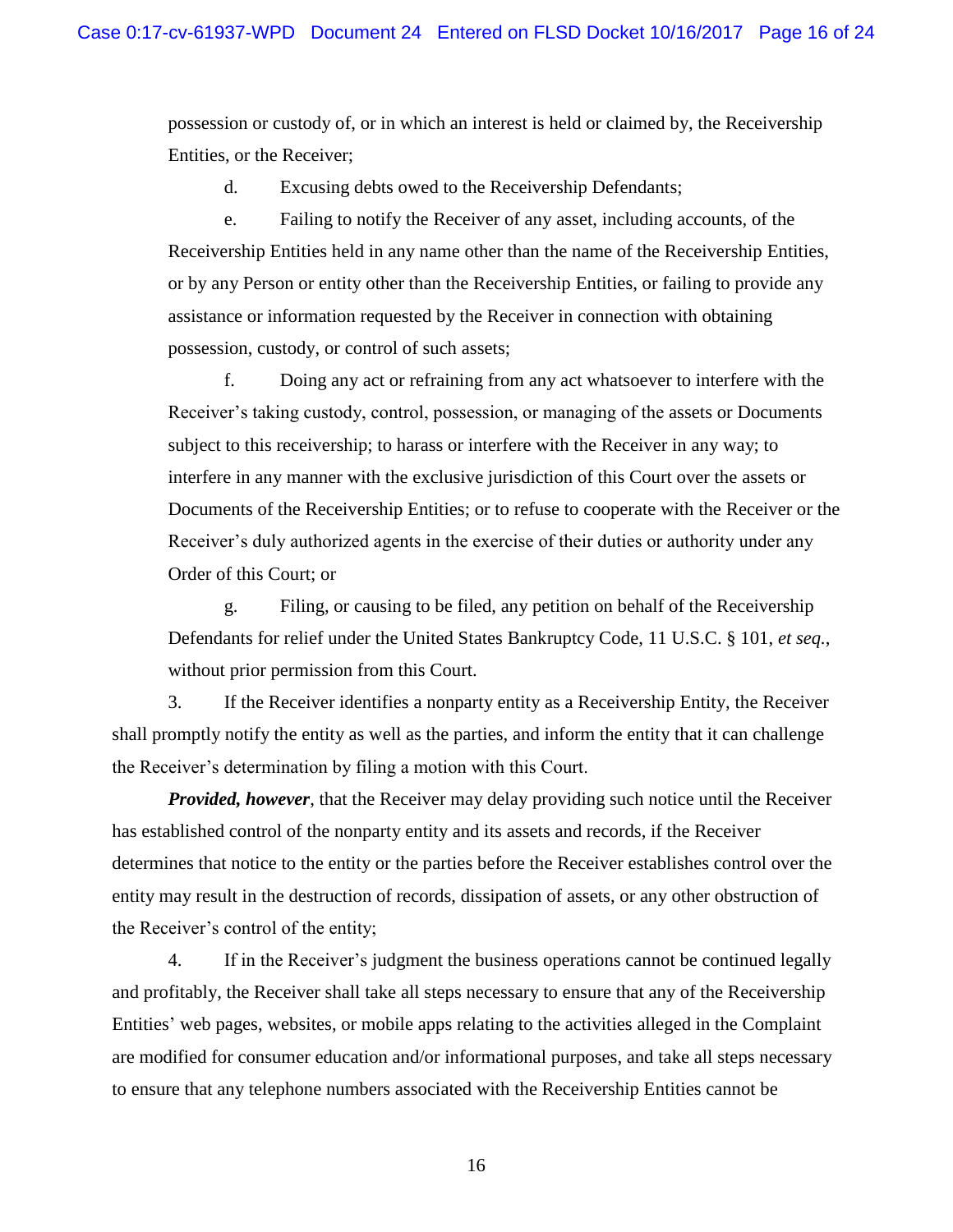possession or custody of, or in which an interest is held or claimed by, the Receivership Entities, or the Receiver;

d. Excusing debts owed to the Receivership Defendants;

e. Failing to notify the Receiver of any asset, including accounts, of the Receivership Entities held in any name other than the name of the Receivership Entities, or by any Person or entity other than the Receivership Entities, or failing to provide any assistance or information requested by the Receiver in connection with obtaining possession, custody, or control of such assets;

f. Doing any act or refraining from any act whatsoever to interfere with the Receiver's taking custody, control, possession, or managing of the assets or Documents subject to this receivership; to harass or interfere with the Receiver in any way; to interfere in any manner with the exclusive jurisdiction of this Court over the assets or Documents of the Receivership Entities; or to refuse to cooperate with the Receiver or the Receiver's duly authorized agents in the exercise of their duties or authority under any Order of this Court; or

g. Filing, or causing to be filed, any petition on behalf of the Receivership Defendants for relief under the United States Bankruptcy Code, 11 U.S.C. § 101, *et seq.*, without prior permission from this Court.

3. If the Receiver identifies a nonparty entity as a Receivership Entity, the Receiver shall promptly notify the entity as well as the parties, and inform the entity that it can challenge the Receiver's determination by filing a motion with this Court.

***Provided, however***, that the Receiver may delay providing such notice until the Receiver has established control of the nonparty entity and its assets and records, if the Receiver determines that notice to the entity or the parties before the Receiver establishes control over the entity may result in the destruction of records, dissipation of assets, or any other obstruction of the Receiver's control of the entity;

4. If in the Receiver's judgment the business operations cannot be continued legally and profitably, the Receiver shall take all steps necessary to ensure that any of the Receivership Entities' web pages, websites, or mobile apps relating to the activities alleged in the Complaint are modified for consumer education and/or informational purposes, and take all steps necessary to ensure that any telephone numbers associated with the Receivership Entities cannot be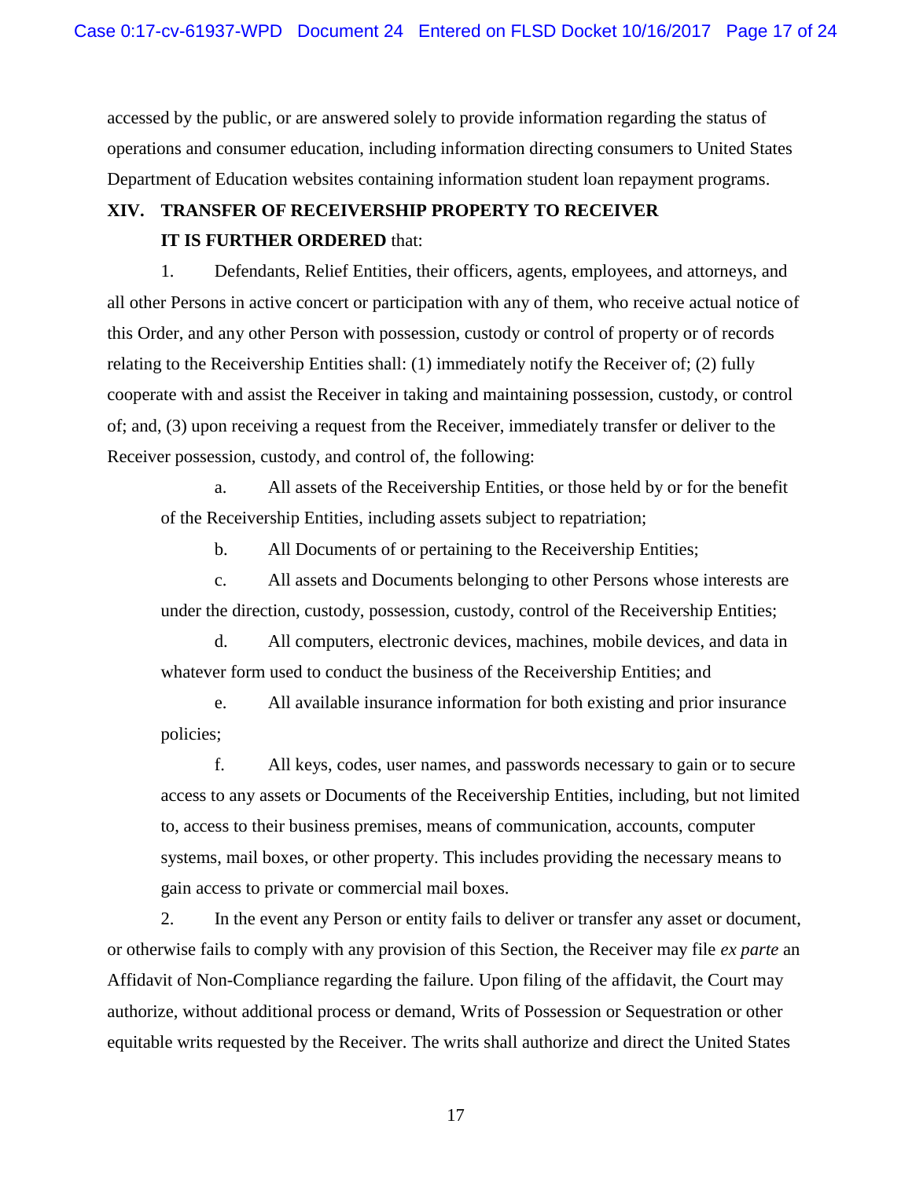accessed by the public, or are answered solely to provide information regarding the status of operations and consumer education, including information directing consumers to United States Department of Education websites containing information student loan repayment programs.

## XIV. TRANSFER OF RECEIVERSHIP PROPERTY TO RECEIVER

**IT IS FURTHER ORDERED** that:

1. Defendants, Relief Entities, their officers, agents, employees, and attorneys, and all other Persons in active concert or participation with any of them, who receive actual notice of this Order, and any other Person with possession, custody or control of property or of records relating to the Receivership Entities shall: (1) immediately notify the Receiver of; (2) fully cooperate with and assist the Receiver in taking and maintaining possession, custody, or control of; and, (3) upon receiving a request from the Receiver, immediately transfer or deliver to the Receiver possession, custody, and control of, the following:

   a. All assets of the Receivership Entities, or those held by or for the benefit of the Receivership Entities, including assets subject to repatriation;

   b. All Documents of or pertaining to the Receivership Entities;

   c. All assets and Documents belonging to other Persons whose interests are under the direction, custody, possession, custody, control of the Receivership Entities;

   d. All computers, electronic devices, machines, mobile devices, and data in whatever form used to conduct the business of the Receivership Entities; and

   e. All available insurance information for both existing and prior insurance policies;

   f. All keys, codes, user names, and passwords necessary to gain or to secure access to any assets or Documents of the Receivership Entities, including, but not limited to, access to their business premises, means of communication, accounts, computer systems, mail boxes, or other property. This includes providing the necessary means to gain access to private or commercial mail boxes.

2. In the event any Person or entity fails to deliver or transfer any asset or document, or otherwise fails to comply with any provision of this Section, the Receiver may file *ex parte* an Affidavit of Non-Compliance regarding the failure. Upon filing of the affidavit, the Court may authorize, without additional process or demand, Writs of Possession or Sequestration or other equitable writs requested by the Receiver. The writs shall authorize and direct the United States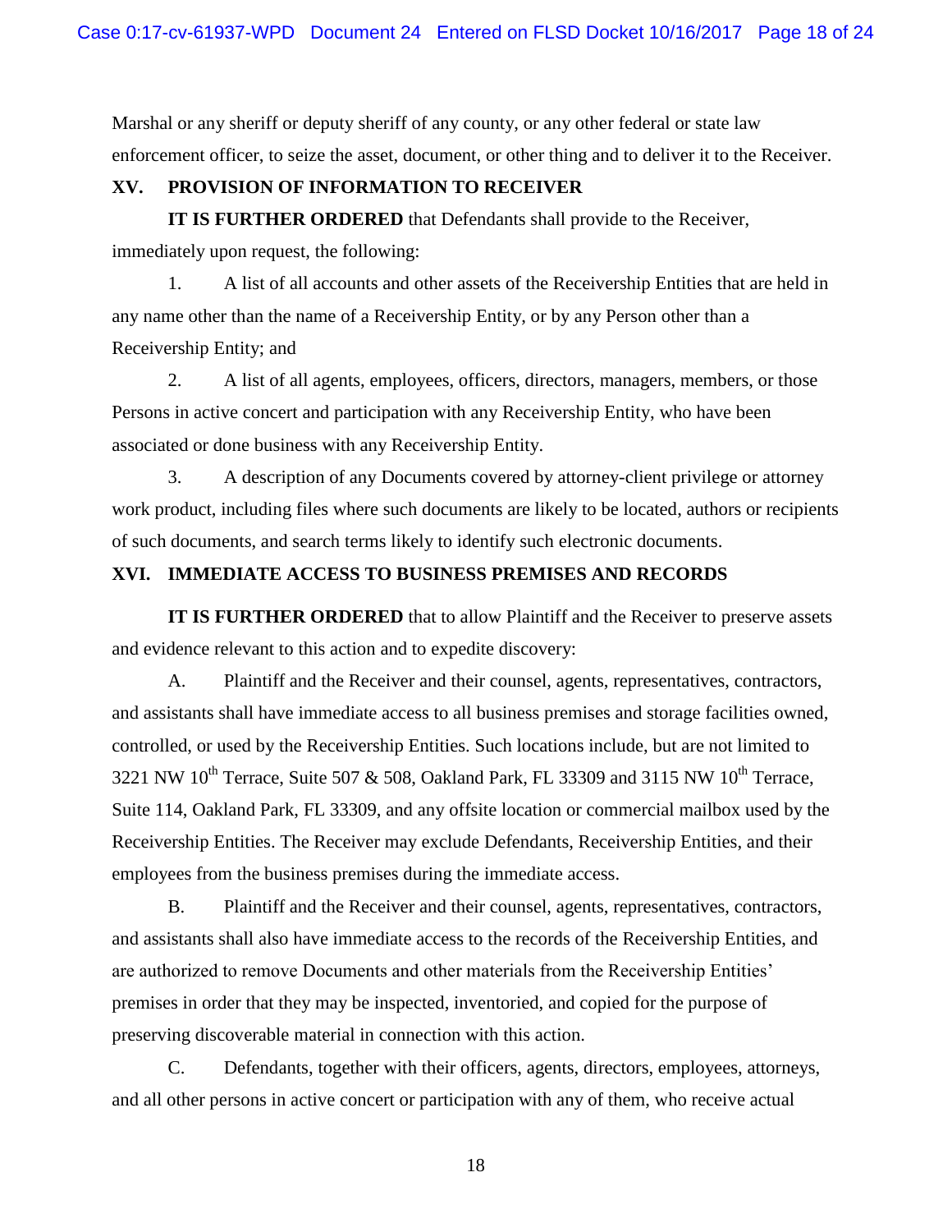Marshal or any sheriff or deputy sheriff of any county, or any other federal or state law enforcement officer, to seize the asset, document, or other thing and to deliver it to the Receiver.

## XV. PROVISION OF INFORMATION TO RECEIVER

**IT IS FURTHER ORDERED** that Defendants shall provide to the Receiver, immediately upon request, the following:

1. A list of all accounts and other assets of the Receivership Entities that are held in any name other than the name of a Receivership Entity, or by any Person other than a Receivership Entity; and

2. A list of all agents, employees, officers, directors, managers, members, or those Persons in active concert and participation with any Receivership Entity, who have been associated or done business with any Receivership Entity.

3. A description of any Documents covered by attorney-client privilege or attorney work product, including files where such documents are likely to be located, authors or recipients of such documents, and search terms likely to identify such electronic documents.

## XVI. IMMEDIATE ACCESS TO BUSINESS PREMISES AND RECORDS

**IT IS FURTHER ORDERED** that to allow Plaintiff and the Receiver to preserve assets and evidence relevant to this action and to expedite discovery:

A. Plaintiff and the Receiver and their counsel, agents, representatives, contractors, and assistants shall have immediate access to all business premises and storage facilities owned, controlled, or used by the Receivership Entities. Such locations include, but are not limited to 3221 NW 10th Terrace, Suite 507 & 508, Oakland Park, FL 33309 and 3115 NW 10th Terrace, Suite 114, Oakland Park, FL 33309, and any offsite location or commercial mailbox used by the Receivership Entities. The Receiver may exclude Defendants, Receivership Entities, and their employees from the business premises during the immediate access.

B. Plaintiff and the Receiver and their counsel, agents, representatives, contractors, and assistants shall also have immediate access to the records of the Receivership Entities, and are authorized to remove Documents and other materials from the Receivership Entities' premises in order that they may be inspected, inventoried, and copied for the purpose of preserving discoverable material in connection with this action.

C. Defendants, together with their officers, agents, directors, employees, attorneys, and all other persons in active concert or participation with any of them, who receive actual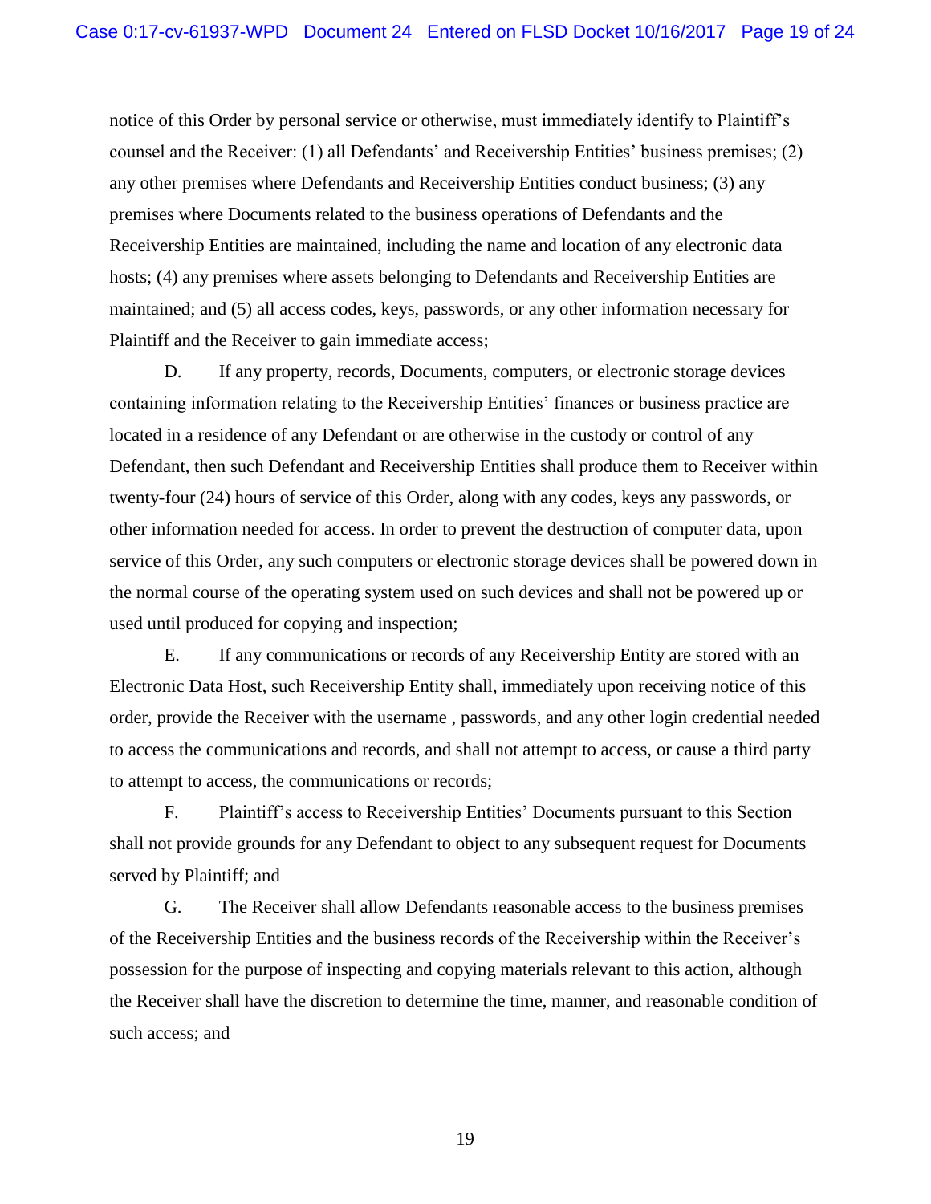notice of this Order by personal service or otherwise, must immediately identify to Plaintiff's counsel and the Receiver: (1) all Defendants' and Receivership Entities' business premises; (2) any other premises where Defendants and Receivership Entities conduct business; (3) any premises where Documents related to the business operations of Defendants and the Receivership Entities are maintained, including the name and location of any electronic data hosts; (4) any premises where assets belonging to Defendants and Receivership Entities are maintained; and (5) all access codes, keys, passwords, or any other information necessary for Plaintiff and the Receiver to gain immediate access;

D. If any property, records, Documents, computers, or electronic storage devices containing information relating to the Receivership Entities' finances or business practice are located in a residence of any Defendant or are otherwise in the custody or control of any Defendant, then such Defendant and Receivership Entities shall produce them to Receiver within twenty-four (24) hours of service of this Order, along with any codes, keys any passwords, or other information needed for access. In order to prevent the destruction of computer data, upon service of this Order, any such computers or electronic storage devices shall be powered down in the normal course of the operating system used on such devices and shall not be powered up or used until produced for copying and inspection;

E. If any communications or records of any Receivership Entity are stored with an Electronic Data Host, such Receivership Entity shall, immediately upon receiving notice of this order, provide the Receiver with the username , passwords, and any other login credential needed to access the communications and records, and shall not attempt to access, or cause a third party to attempt to access, the communications or records;

F. Plaintiff's access to Receivership Entities' Documents pursuant to this Section shall not provide grounds for any Defendant to object to any subsequent request for Documents served by Plaintiff; and

G. The Receiver shall allow Defendants reasonable access to the business premises of the Receivership Entities and the business records of the Receivership within the Receiver's possession for the purpose of inspecting and copying materials relevant to this action, although the Receiver shall have the discretion to determine the time, manner, and reasonable condition of such access; and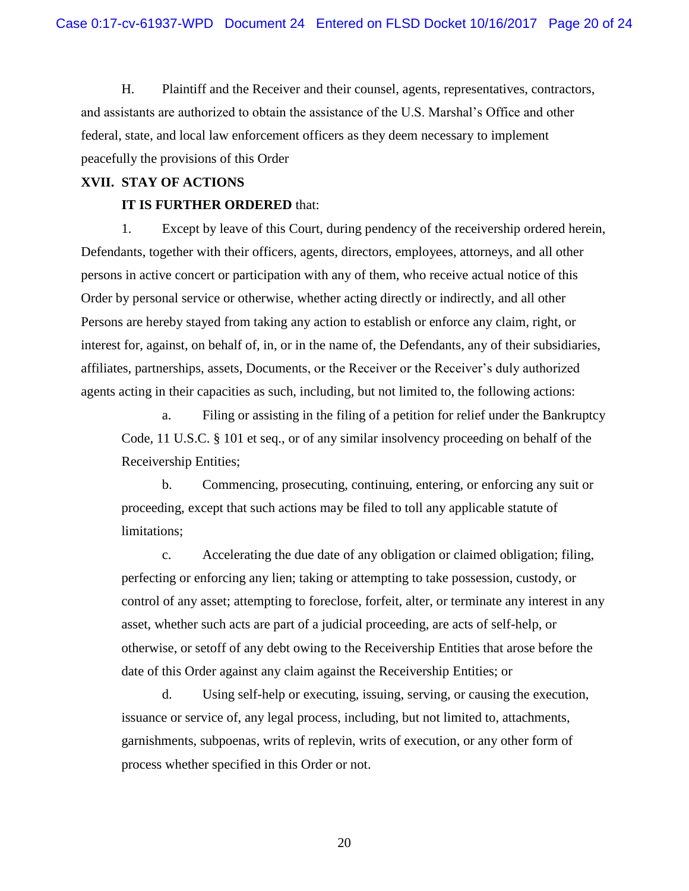H. Plaintiff and the Receiver and their counsel, agents, representatives, contractors, and assistants are authorized to obtain the assistance of the U.S. Marshal's Office and other federal, state, and local law enforcement officers as they deem necessary to implement peacefully the provisions of this Order

## XVII. STAY OF ACTIONS

**IT IS FURTHER ORDERED** that:

1. Except by leave of this Court, during pendency of the receivership ordered herein, Defendants, together with their officers, agents, directors, employees, attorneys, and all other persons in active concert or participation with any of them, who receive actual notice of this Order by personal service or otherwise, whether acting directly or indirectly, and all other Persons are hereby stayed from taking any action to establish or enforce any claim, right, or interest for, against, on behalf of, in, or in the name of, the Defendants, any of their subsidiaries, affiliates, partnerships, assets, Documents, or the Receiver or the Receiver's duly authorized agents acting in their capacities as such, including, but not limited to, the following actions:

   a. Filing or assisting in the filing of a petition for relief under the Bankruptcy Code, 11 U.S.C. § 101 et seq., or of any similar insolvency proceeding on behalf of the Receivership Entities;

   b. Commencing, prosecuting, continuing, entering, or enforcing any suit or proceeding, except that such actions may be filed to toll any applicable statute of limitations;

   c. Accelerating the due date of any obligation or claimed obligation; filing, perfecting or enforcing any lien; taking or attempting to take possession, custody, or control of any asset; attempting to foreclose, forfeit, alter, or terminate any interest in any asset, whether such acts are part of a judicial proceeding, are acts of self-help, or otherwise, or setoff of any debt owing to the Receivership Entities that arose before the date of this Order against any claim against the Receivership Entities; or

   d. Using self-help or executing, issuing, serving, or causing the execution, issuance or service of, any legal process, including, but not limited to, attachments, garnishments, subpoenas, writs of replevin, writs of execution, or any other form of process whether specified in this Order or not.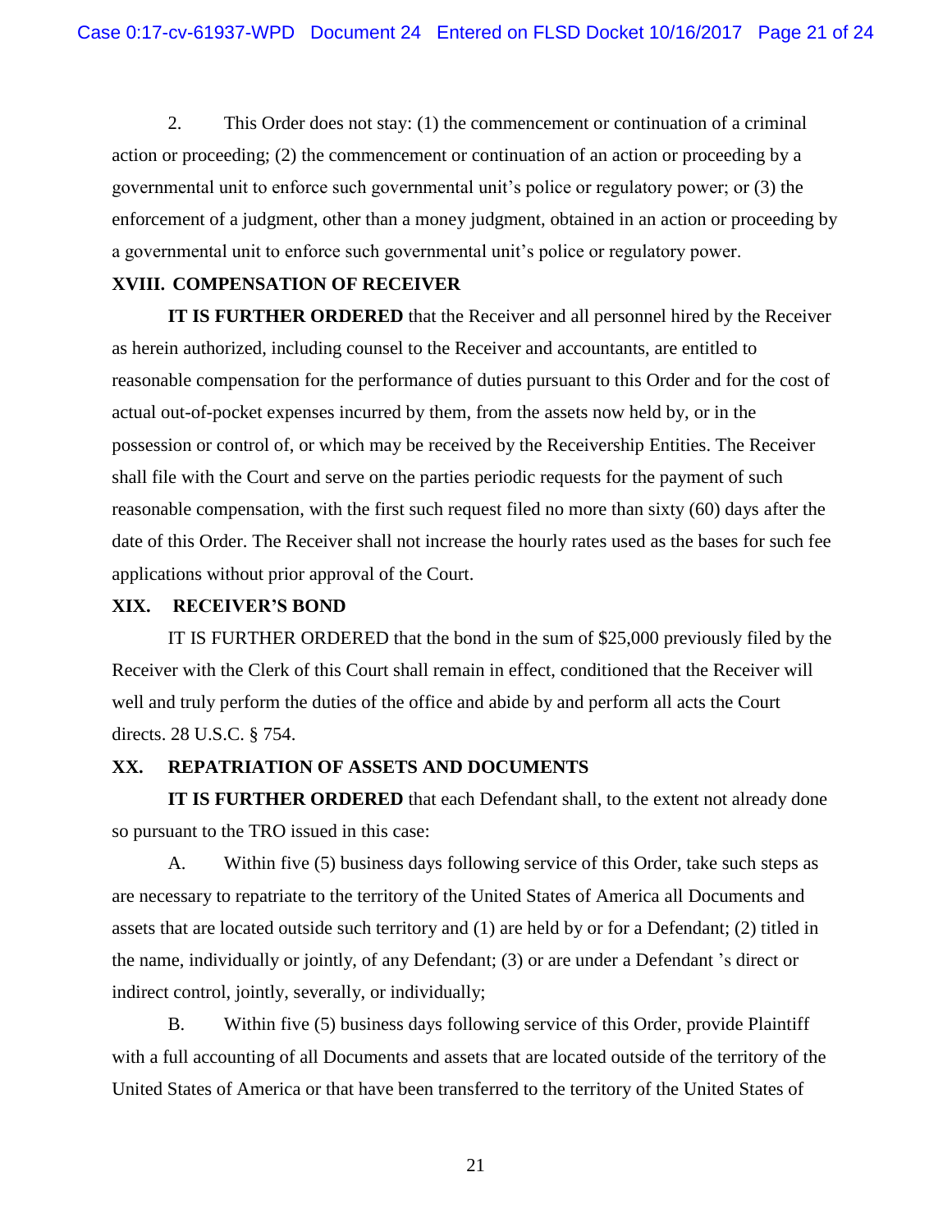2. This Order does not stay: (1) the commencement or continuation of a criminal action or proceeding; (2) the commencement or continuation of an action or proceeding by a governmental unit to enforce such governmental unit's police or regulatory power; or (3) the enforcement of a judgment, other than a money judgment, obtained in an action or proceeding by a governmental unit to enforce such governmental unit's police or regulatory power.

## XVIII. COMPENSATION OF RECEIVER

**IT IS FURTHER ORDERED** that the Receiver and all personnel hired by the Receiver as herein authorized, including counsel to the Receiver and accountants, are entitled to reasonable compensation for the performance of duties pursuant to this Order and for the cost of actual out-of-pocket expenses incurred by them, from the assets now held by, or in the possession or control of, or which may be received by the Receivership Entities. The Receiver shall file with the Court and serve on the parties periodic requests for the payment of such reasonable compensation, with the first such request filed no more than sixty (60) days after the date of this Order. The Receiver shall not increase the hourly rates used as the bases for such fee applications without prior approval of the Court.

## XIX. RECEIVER'S BOND

IT IS FURTHER ORDERED that the bond in the sum of $25,000 previously filed by the Receiver with the Clerk of this Court shall remain in effect, conditioned that the Receiver will well and truly perform the duties of the office and abide by and perform all acts the Court directs. 28 U.S.C. § 754.

## XX. REPATRIATION OF ASSETS AND DOCUMENTS

**IT IS FURTHER ORDERED** that each Defendant shall, to the extent not already done so pursuant to the TRO issued in this case:

A. Within five (5) business days following service of this Order, take such steps as are necessary to repatriate to the territory of the United States of America all Documents and assets that are located outside such territory and (1) are held by or for a Defendant; (2) titled in the name, individually or jointly, of any Defendant; (3) or are under a Defendant 's direct or indirect control, jointly, severally, or individually;

B. Within five (5) business days following service of this Order, provide Plaintiff with a full accounting of all Documents and assets that are located outside of the territory of the United States of America or that have been transferred to the territory of the United States of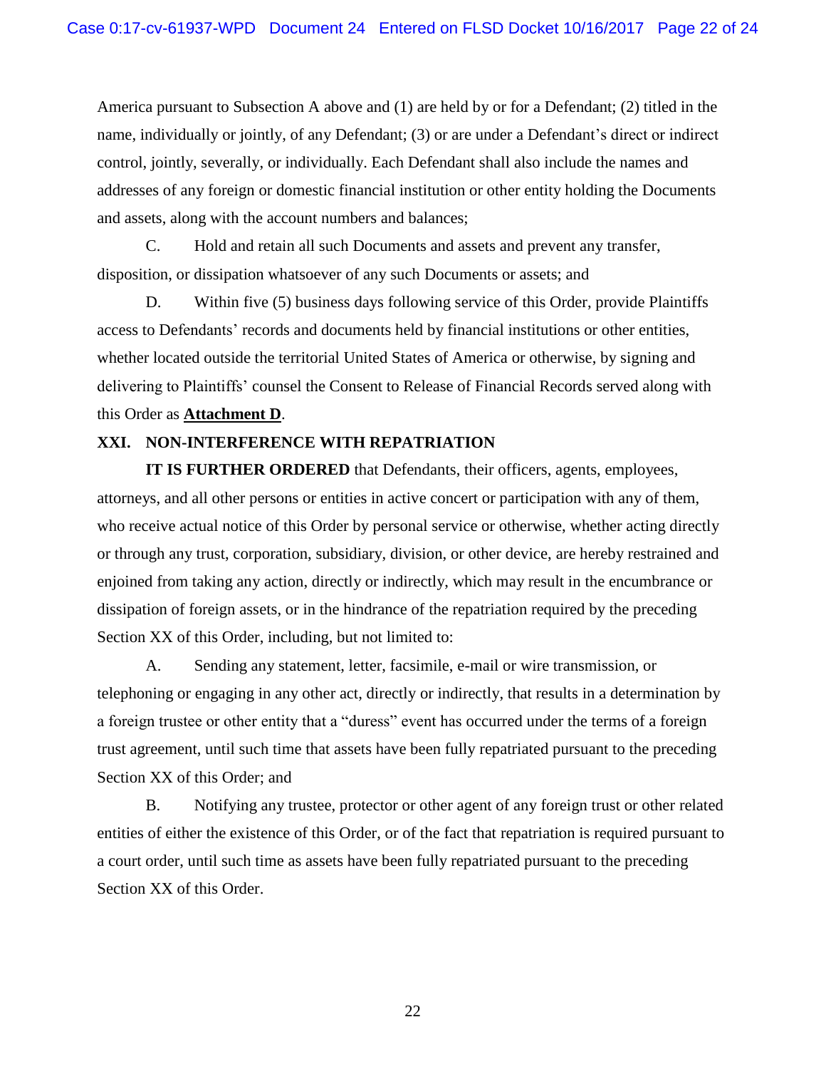America pursuant to Subsection A above and (1) are held by or for a Defendant; (2) titled in the name, individually or jointly, of any Defendant; (3) or are under a Defendant's direct or indirect control, jointly, severally, or individually. Each Defendant shall also include the names and addresses of any foreign or domestic financial institution or other entity holding the Documents and assets, along with the account numbers and balances;

C. Hold and retain all such Documents and assets and prevent any transfer, disposition, or dissipation whatsoever of any such Documents or assets; and

D. Within five (5) business days following service of this Order, provide Plaintiffs access to Defendants' records and documents held by financial institutions or other entities, whether located outside the territorial United States of America or otherwise, by signing and delivering to Plaintiffs' counsel the Consent to Release of Financial Records served along with this Order as **Attachment D**.

## XXI. NON-INTERFERENCE WITH REPATRIATION

**IT IS FURTHER ORDERED** that Defendants, their officers, agents, employees, attorneys, and all other persons or entities in active concert or participation with any of them, who receive actual notice of this Order by personal service or otherwise, whether acting directly or through any trust, corporation, subsidiary, division, or other device, are hereby restrained and enjoined from taking any action, directly or indirectly, which may result in the encumbrance or dissipation of foreign assets, or in the hindrance of the repatriation required by the preceding Section XX of this Order, including, but not limited to:

A. Sending any statement, letter, facsimile, e-mail or wire transmission, or telephoning or engaging in any other act, directly or indirectly, that results in a determination by a foreign trustee or other entity that a "duress" event has occurred under the terms of a foreign trust agreement, until such time that assets have been fully repatriated pursuant to the preceding Section XX of this Order; and

B. Notifying any trustee, protector or other agent of any foreign trust or other related entities of either the existence of this Order, or of the fact that repatriation is required pursuant to a court order, until such time as assets have been fully repatriated pursuant to the preceding Section XX of this Order.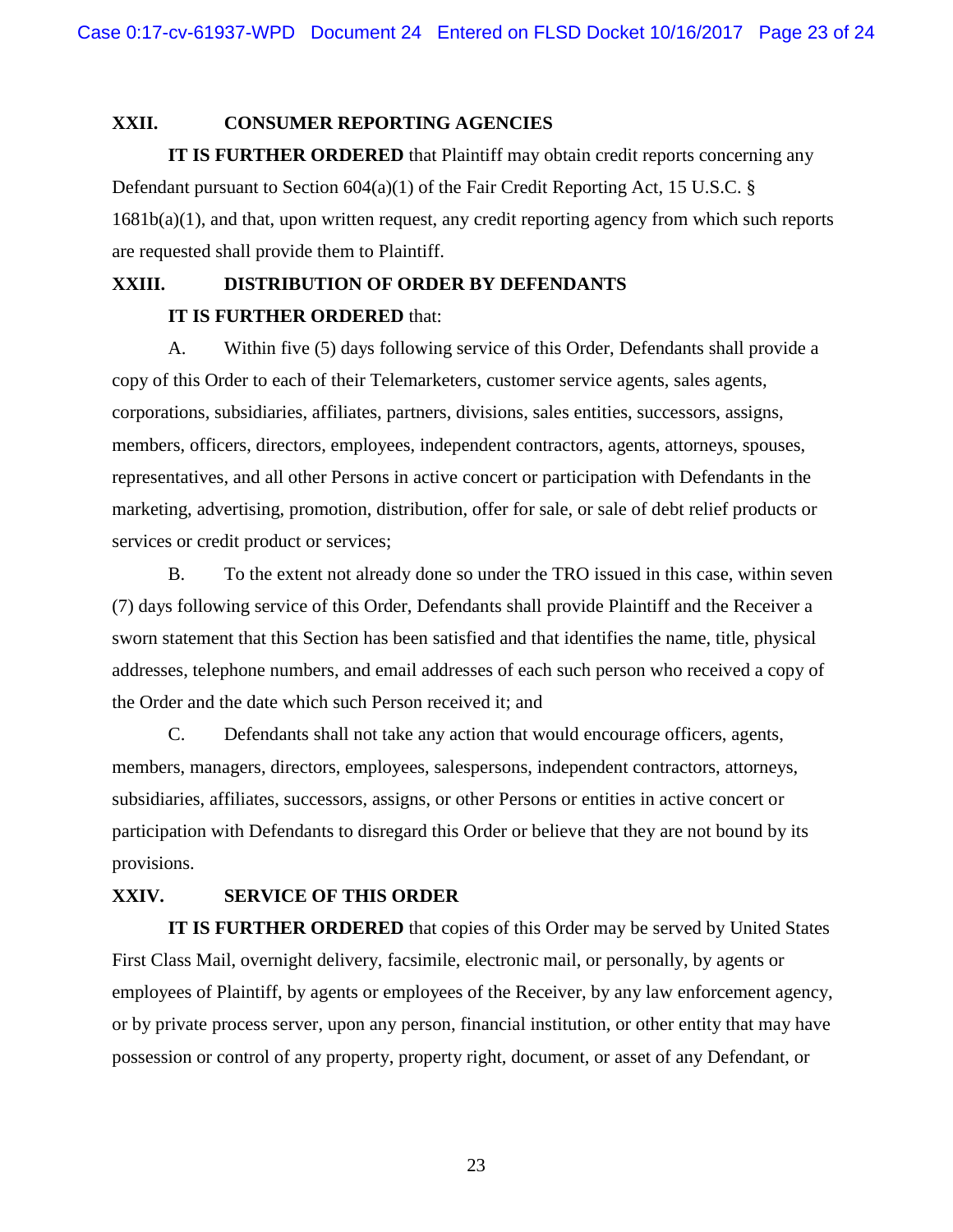## XXII. CONSUMER REPORTING AGENCIES

**IT IS FURTHER ORDERED** that Plaintiff may obtain credit reports concerning any Defendant pursuant to Section 604(a)(1) of the Fair Credit Reporting Act, 15 U.S.C. § 1681b(a)(1), and that, upon written request, any credit reporting agency from which such reports are requested shall provide them to Plaintiff.

## XXIII. DISTRIBUTION OF ORDER BY DEFENDANTS

**IT IS FURTHER ORDERED** that:

A. Within five (5) days following service of this Order, Defendants shall provide a copy of this Order to each of their Telemarketers, customer service agents, sales agents, corporations, subsidiaries, affiliates, partners, divisions, sales entities, successors, assigns, members, officers, directors, employees, independent contractors, agents, attorneys, spouses, representatives, and all other Persons in active concert or participation with Defendants in the marketing, advertising, promotion, distribution, offer for sale, or sale of debt relief products or services or credit product or services;

B. To the extent not already done so under the TRO issued in this case, within seven (7) days following service of this Order, Defendants shall provide Plaintiff and the Receiver a sworn statement that this Section has been satisfied and that identifies the name, title, physical addresses, telephone numbers, and email addresses of each such person who received a copy of the Order and the date which such Person received it; and

C. Defendants shall not take any action that would encourage officers, agents, members, managers, directors, employees, salespersons, independent contractors, attorneys, subsidiaries, affiliates, successors, assigns, or other Persons or entities in active concert or participation with Defendants to disregard this Order or believe that they are not bound by its provisions.

## XXIV. SERVICE OF THIS ORDER

**IT IS FURTHER ORDERED** that copies of this Order may be served by United States First Class Mail, overnight delivery, facsimile, electronic mail, or personally, by agents or employees of Plaintiff, by agents or employees of the Receiver, by any law enforcement agency, or by private process server, upon any person, financial institution, or other entity that may have possession or control of any property, property right, document, or asset of any Defendant, or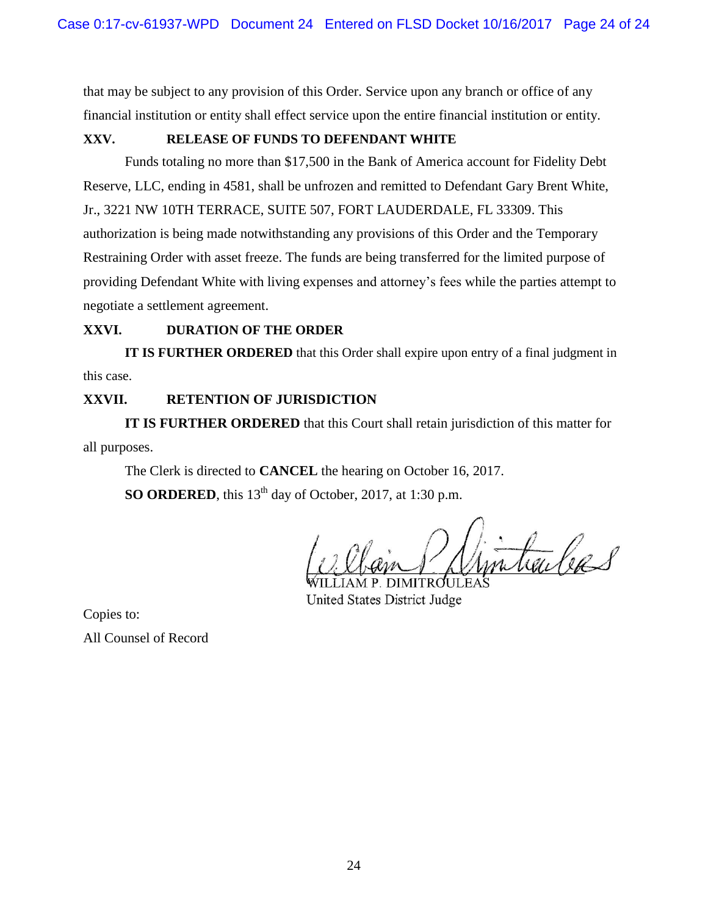that may be subject to any provision of this Order. Service upon any branch or office of any financial institution or entity shall effect service upon the entire financial institution or entity.

**XXV. RELEASE OF FUNDS TO DEFENDANT WHITE**

Funds totaling no more than $17,500 in the Bank of America account for Fidelity Debt Reserve, LLC, ending in 4581, shall be unfrozen and remitted to Defendant Gary Brent White, Jr., 3221 NW 10TH TERRACE, SUITE 507, FORT LAUDERDALE, FL 33309. This authorization is being made notwithstanding any provisions of this Order and the Temporary Restraining Order with asset freeze. The funds are being transferred for the limited purpose of providing Defendant White with living expenses and attorney's fees while the parties attempt to negotiate a settlement agreement.

**XXVI. DURATION OF THE ORDER**

**IT IS FURTHER ORDERED** that this Order shall expire upon entry of a final judgment in this case.

**XXVII. RETENTION OF JURISDICTION**

**IT IS FURTHER ORDERED** that this Court shall retain jurisdiction of this matter for all purposes.

The Clerk is directed to **CANCEL** the hearing on October 16, 2017.

**SO ORDERED**, this 13th day of October, 2017, at 1:30 p.m.

WILLIAM P. DIMITROULEAS
United States District Judge

Copies to:
All Counsel of Record